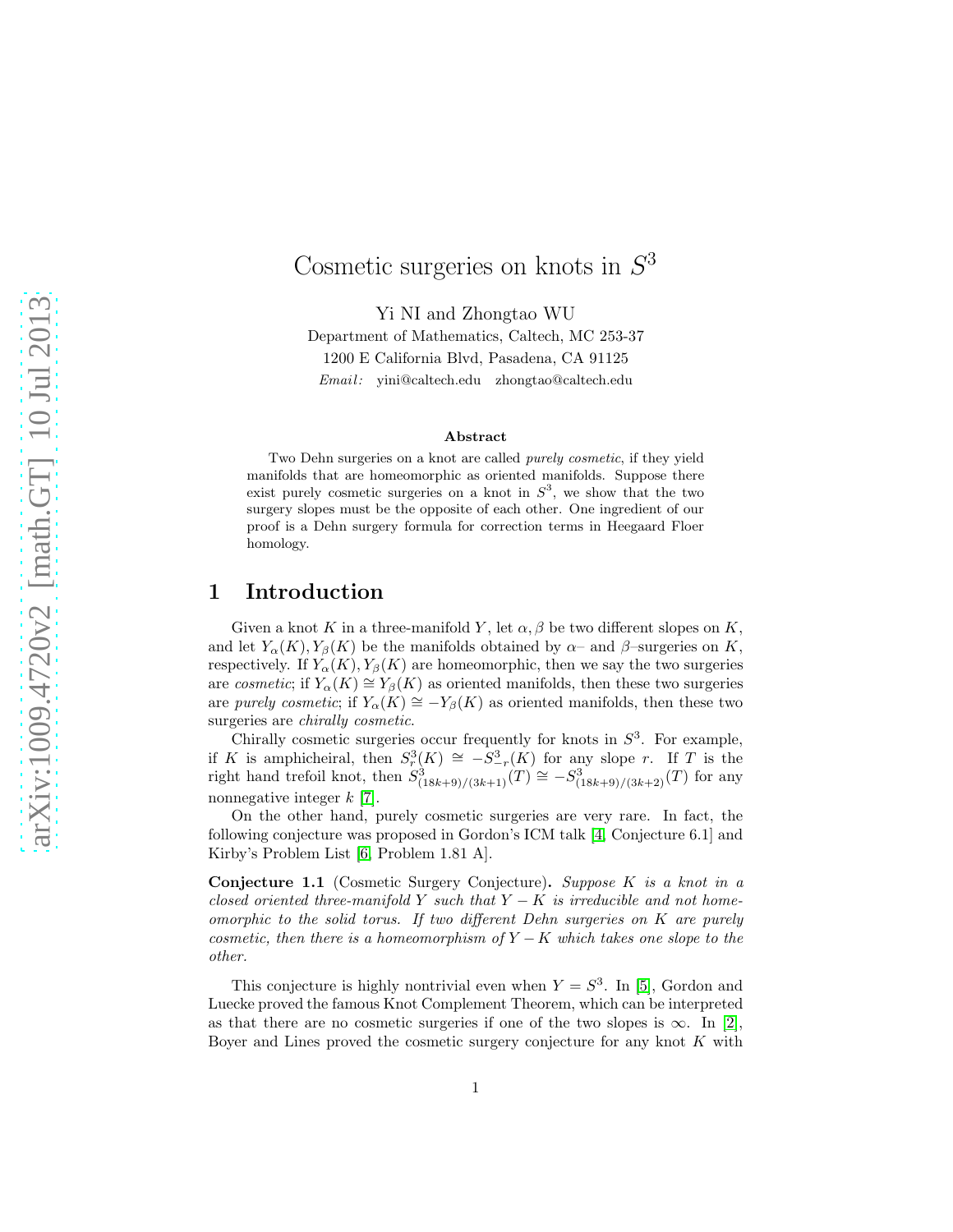# Cosmetic surgeries on knots in $S^3$

Yi NI and Zhongtao WU

Department of Mathematics, Caltech, MC 253-37

1200 E California Blvd, Pasadena, CA 91125

*Email:* yini@caltech.edu zhongtao@caltech.edu

### Abstract

Two Dehn surgeries on a knot are called *purely cosmetic*, if they yield manifolds that are homeomorphic as oriented manifolds. Suppose there exist purely cosmetic surgeries on a knot in $S^3$, we show that the two surgery slopes must be the opposite of each other. One ingredient of our proof is a Dehn surgery formula for correction terms in Heegaard Floer homology.

## 1 Introduction

Given a knot $K$ in a three-manifold $Y$, let $\alpha, \beta$ be two different slopes on $K$, and let $Y_\alpha(K), Y_\beta(K)$ be the manifolds obtained by $\alpha$– and $\beta$–surgeries on $K$, respectively. If $Y_\alpha(K), Y_\beta(K)$ are homeomorphic, then we say the two surgeries are *cosmetic*; if $Y_\alpha(K) \cong Y_\beta(K)$ as oriented manifolds, then these two surgeries are *purely cosmetic*; if $Y_\alpha(K) \cong -Y_\beta(K)$ as oriented manifolds, then these two surgeries are *chirally cosmetic*.

Chirally cosmetic surgeries occur frequently for knots in $S^3$. For example, if $K$ is amphicheiral, then $S^3_r(K) \cong -S^3_{-r}(K)$ for any slope $r$. If $T$ is the right hand trefoil knot, then $S^3_{(18k+9)/(3k+1)}(T) \cong -S^3_{(18k+9)/(3k+2)}(T)$ for any nonnegative integer $k$ [7].

On the other hand, purely cosmetic surgeries are very rare. In fact, the following conjecture was proposed in Gordon's ICM talk [4, Conjecture 6.1] and Kirby's Problem List [6, Problem 1.81 A].

**Conjecture 1.1** (Cosmetic Surgery Conjecture)**.** *Suppose $K$ is a knot in a closed oriented three-manifold $Y$ such that $Y - K$ is irreducible and not homeomorphic to the solid torus. If two different Dehn surgeries on $K$ are purely cosmetic, then there is a homeomorphism of $Y - K$ which takes one slope to the other.*

This conjecture is highly nontrivial even when $Y = S^3$. In [5], Gordon and Luecke proved the famous Knot Complement Theorem, which can be interpreted as that there are no cosmetic surgeries if one of the two slopes is $\infty$. In [2], Boyer and Lines proved the cosmetic surgery conjecture for any knot $K$ with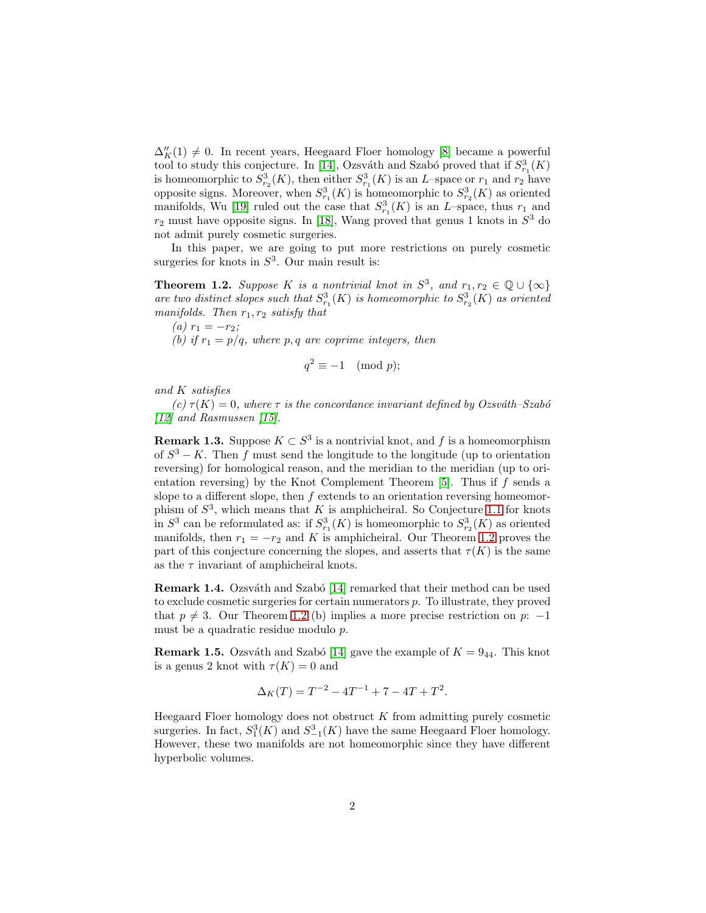$\Delta_K''(1) \neq 0$. In recent years, Heegaard Floer homology [8] became a powerful tool to study this conjecture. In [14], Ozsváth and Szabó proved that if $S^3_{r_1}(K)$ is homeomorphic to $S^3_{r_2}(K)$, then either $S^3_{r_1}(K)$ is an $L$–space or $r_1$ and $r_2$ have opposite signs. Moreover, when $S^3_{r_1}(K)$ is homeomorphic to $S^3_{r_2}(K)$ as oriented manifolds, Wu [19] ruled out the case that $S^3_{r_1}(K)$ is an $L$–space, thus $r_1$ and $r_2$ must have opposite signs. In [18], Wang proved that genus 1 knots in $S^3$ do not admit purely cosmetic surgeries.

In this paper, we are going to put more restrictions on purely cosmetic surgeries for knots in $S^3$. Our main result is:

**Theorem 1.2.** *Suppose $K$ is a nontrivial knot in $S^3$, and $r_1, r_2 \in \mathbb{Q} \cup \{\infty\}$ are two distinct slopes such that $S^3_{r_1}(K)$ is homeomorphic to $S^3_{r_2}(K)$ as oriented manifolds. Then $r_1, r_2$ satisfy that*

*(a) $r_1 = -r_2$;*

*(b) if $r_1 = p/q$, where $p, q$ are coprime integers, then*

$$q^2 \equiv -1 \pmod{p};$$

*and $K$ satisfies*

*(c) $\tau(K) = 0$, where $\tau$ is the concordance invariant defined by Ozsváth–Szabó [12] and Rasmussen [15].*

**Remark 1.3.** Suppose $K \subset S^3$ is a nontrivial knot, and $f$ is a homeomorphism of $S^3 - K$. Then $f$ must send the longitude to the longitude (up to orientation reversing) for homological reason, and the meridian to the meridian (up to orientation reversing) by the Knot Complement Theorem [5]. Thus if $f$ sends a slope to a different slope, then $f$ extends to an orientation reversing homeomorphism of $S^3$, which means that $K$ is amphicheiral. So Conjecture 1.1 for knots in $S^3$ can be reformulated as: if $S^3_{r_1}(K)$ is homeomorphic to $S^3_{r_2}(K)$ as oriented manifolds, then $r_1 = -r_2$ and $K$ is amphicheiral. Our Theorem 1.2 proves the part of this conjecture concerning the slopes, and asserts that $\tau(K)$ is the same as the $\tau$ invariant of amphicheiral knots.

**Remark 1.4.** Ozsváth and Szabó [14] remarked that their method can be used to exclude cosmetic surgeries for certain numerators $p$. To illustrate, they proved that $p \neq 3$. Our Theorem 1.2 (b) implies a more precise restriction on $p$: $-1$ must be a quadratic residue modulo $p$.

**Remark 1.5.** Ozsváth and Szabó [14] gave the example of $K = 9_{44}$. This knot is a genus 2 knot with $\tau(K) = 0$ and

$$\Delta_K(T) = T^{-2} - 4T^{-1} + 7 - 4T + T^2.$$

Heegaard Floer homology does not obstruct $K$ from admitting purely cosmetic surgeries. In fact, $S^3_1(K)$ and $S^3_{-1}(K)$ have the same Heegaard Floer homology. However, these two manifolds are not homeomorphic since they have different hyperbolic volumes.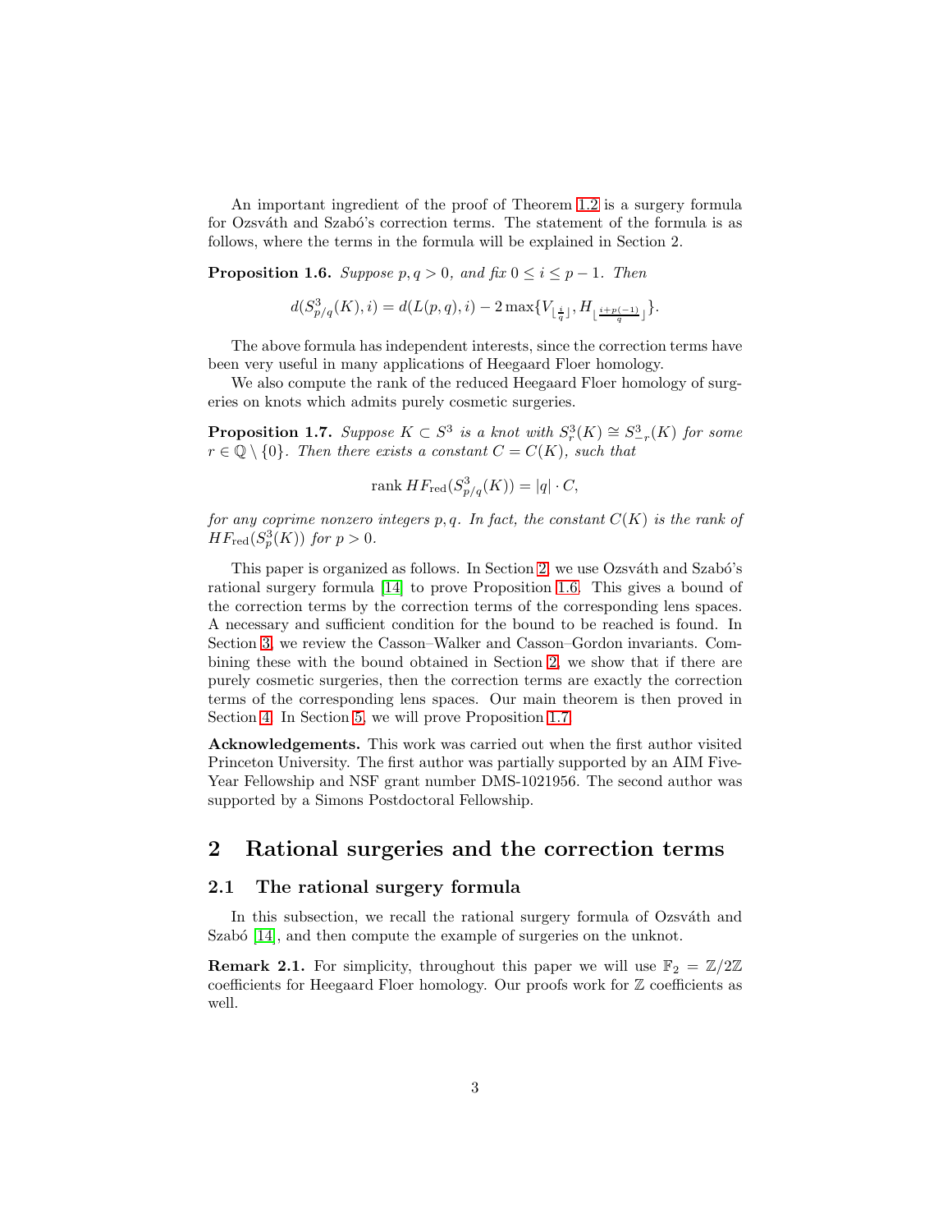An important ingredient of the proof of Theorem 1.2 is a surgery formula for Ozsváth and Szabó's correction terms. The statement of the formula is as follows, where the terms in the formula will be explained in Section 2.

**Proposition 1.6.** *Suppose $p, q > 0$, and fix $0 \le i \le p-1$. Then*

$$d(S^3_{p/q}(K), i) = d(L(p,q), i) - 2\max\{V_{\lfloor \frac{i}{q} \rfloor}, H_{\lfloor \frac{i+p(-1)}{q} \rfloor}\}.$$

The above formula has independent interests, since the correction terms have been very useful in many applications of Heegaard Floer homology.

We also compute the rank of the reduced Heegaard Floer homology of surgeries on knots which admits purely cosmetic surgeries.

**Proposition 1.7.** *Suppose $K \subset S^3$ is a knot with $S^3_r(K) \cong S^3_{-r}(K)$ for some $r \in \mathbb{Q} \setminus \{0\}$. Then there exists a constant $C = C(K)$, such that*

$$\text{rank } HF_{\text{red}}(S^3_{p/q}(K)) = |q| \cdot C,$$

*for any coprime nonzero integers $p, q$. In fact, the constant $C(K)$ is the rank of $HF_{\text{red}}(S^3_p(K))$ for $p > 0$.*

This paper is organized as follows. In Section 2, we use Ozsváth and Szabó's rational surgery formula [14] to prove Proposition 1.6. This gives a bound of the correction terms by the correction terms of the corresponding lens spaces. A necessary and sufficient condition for the bound to be reached is found. In Section 3, we review the Casson–Walker and Casson–Gordon invariants. Combining these with the bound obtained in Section 2, we show that if there are purely cosmetic surgeries, then the correction terms are exactly the correction terms of the corresponding lens spaces. Our main theorem is then proved in Section 4. In Section 5, we will prove Proposition 1.7.

**Acknowledgements.** This work was carried out when the first author visited Princeton University. The first author was partially supported by an AIM Five-Year Fellowship and NSF grant number DMS-1021956. The second author was supported by a Simons Postdoctoral Fellowship.

# 2 Rational surgeries and the correction terms

## 2.1 The rational surgery formula

In this subsection, we recall the rational surgery formula of Ozsváth and Szabó [14], and then compute the example of surgeries on the unknot.

**Remark 2.1.** For simplicity, throughout this paper we will use $\mathbb{F}_2 = \mathbb{Z}/2\mathbb{Z}$ coefficients for Heegaard Floer homology. Our proofs work for $\mathbb{Z}$ coefficients as well.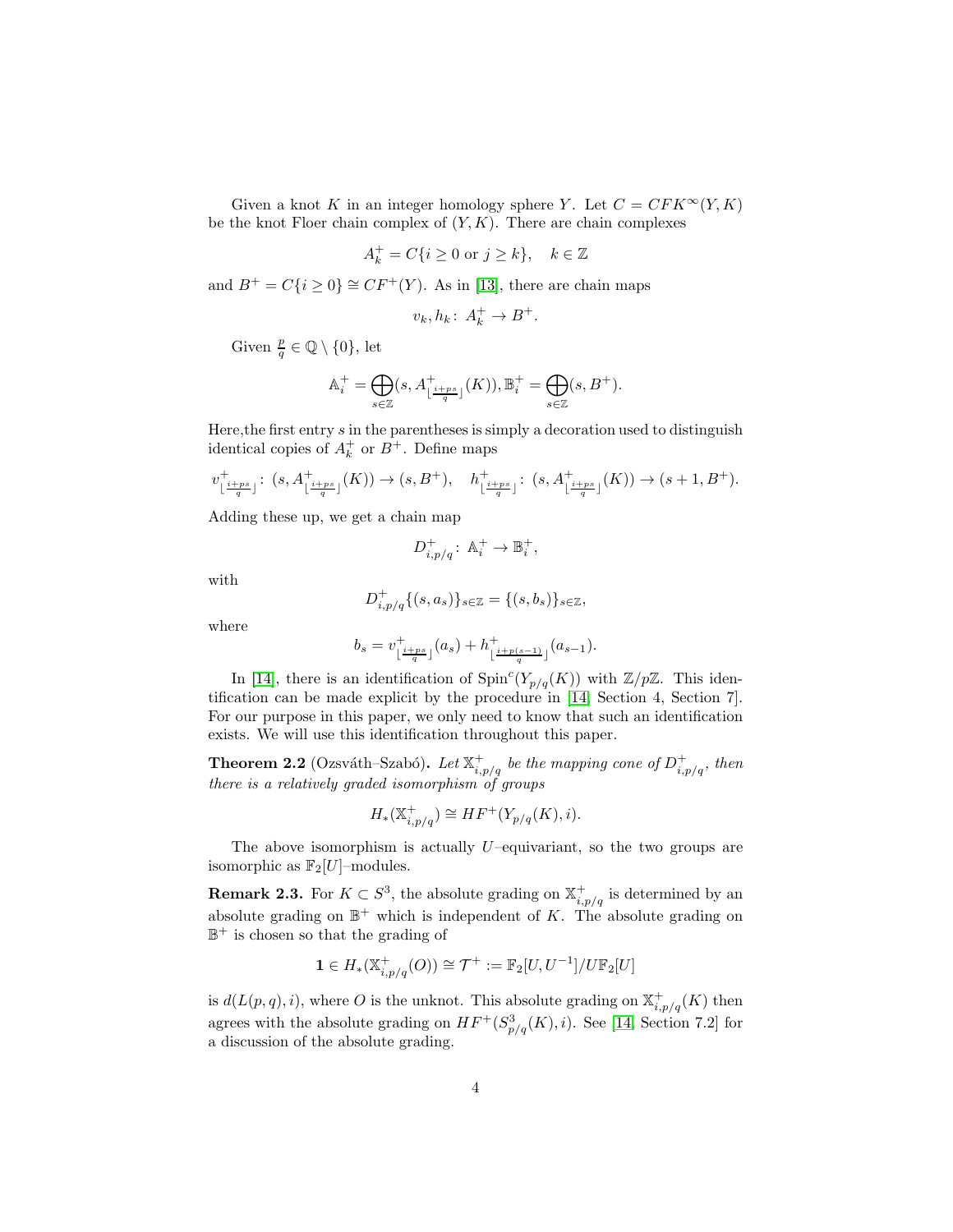Given a knot $K$ in an integer homology sphere $Y$. Let $C = CFK^\infty(Y,K)$ be the knot Floer chain complex of $(Y,K)$. There are chain complexes

$$A^+_k = C\{i \geq 0 \text{ or } j \geq k\}, \quad k \in \mathbb{Z}$$

and $B^+ = C\{i \geq 0\} \cong CF^+(Y)$. As in [13], there are chain maps

$$v_k, h_k \colon A^+_k \to B^+.$$

Given $\frac{p}{q} \in \mathbb{Q} \setminus \{0\}$, let

$$\mathbb{A}^+_i = \bigoplus_{s\in\mathbb{Z}} (s, A^+_{\lfloor \frac{i+ps}{q} \rfloor}(K)), \mathbb{B}^+_i = \bigoplus_{s\in\mathbb{Z}} (s, B^+).$$

Here,the first entry $s$ in the parentheses is simply a decoration used to distinguish identical copies of $A^+_k$ or $B^+$. Define maps

$$v^+_{\lfloor \frac{i+ps}{q} \rfloor} \colon (s, A^+_{\lfloor \frac{i+ps}{q} \rfloor}(K)) \to (s, B^+), \quad h^+_{\lfloor \frac{i+ps}{q} \rfloor} \colon (s, A^+_{\lfloor \frac{i+ps}{q} \rfloor}(K)) \to (s+1, B^+).$$

Adding these up, we get a chain map

$$D^+_{i,p/q} \colon \mathbb{A}^+_i \to \mathbb{B}^+_i,$$

with

$$D^+_{i,p/q}\{(s, a_s)\}_{s\in\mathbb{Z}} = \{(s, b_s)\}_{s\in\mathbb{Z}},$$

where

$$b_s = v^+_{\lfloor \frac{i+ps}{q} \rfloor}(a_s) + h^+_{\lfloor \frac{i+p(s-1)}{q} \rfloor}(a_{s-1}).$$

In [14], there is an identification of $\mathrm{Spin}^c(Y_{p/q}(K))$ with $\mathbb{Z}/p\mathbb{Z}$. This identification can be made explicit by the procedure in [14, Section 4, Section 7]. For our purpose in this paper, we only need to know that such an identification exists. We will use this identification throughout this paper.

**Theorem 2.2** (Ozsváth–Szabó). *Let $\mathbb{X}^+_{i,p/q}$ be the mapping cone of $D^+_{i,p/q}$, then there is a relatively graded isomorphism of groups*

$$H_*(\mathbb{X}^+_{i,p/q}) \cong HF^+(Y_{p/q}(K), i).$$

The above isomorphism is actually $U$–equivariant, so the two groups are isomorphic as $\mathbb{F}_2[U]$–modules.

**Remark 2.3.** For $K \subset S^3$, the absolute grading on $\mathbb{X}^+_{i,p/q}$ is determined by an absolute grading on $\mathbb{B}^+$ which is independent of $K$. The absolute grading on $\mathbb{B}^+$ is chosen so that the grading of

$$\mathbf{1} \in H_*(\mathbb{X}^+_{i,p/q}(O)) \cong \mathcal{T}^+ := \mathbb{F}_2[U, U^{-1}]/U\mathbb{F}_2[U]$$

is $d(L(p,q), i)$, where $O$ is the unknot. This absolute grading on $\mathbb{X}^+_{i,p/q}(K)$ then agrees with the absolute grading on $HF^+(S^3_{p/q}(K), i)$. See [14, Section 7.2] for a discussion of the absolute grading.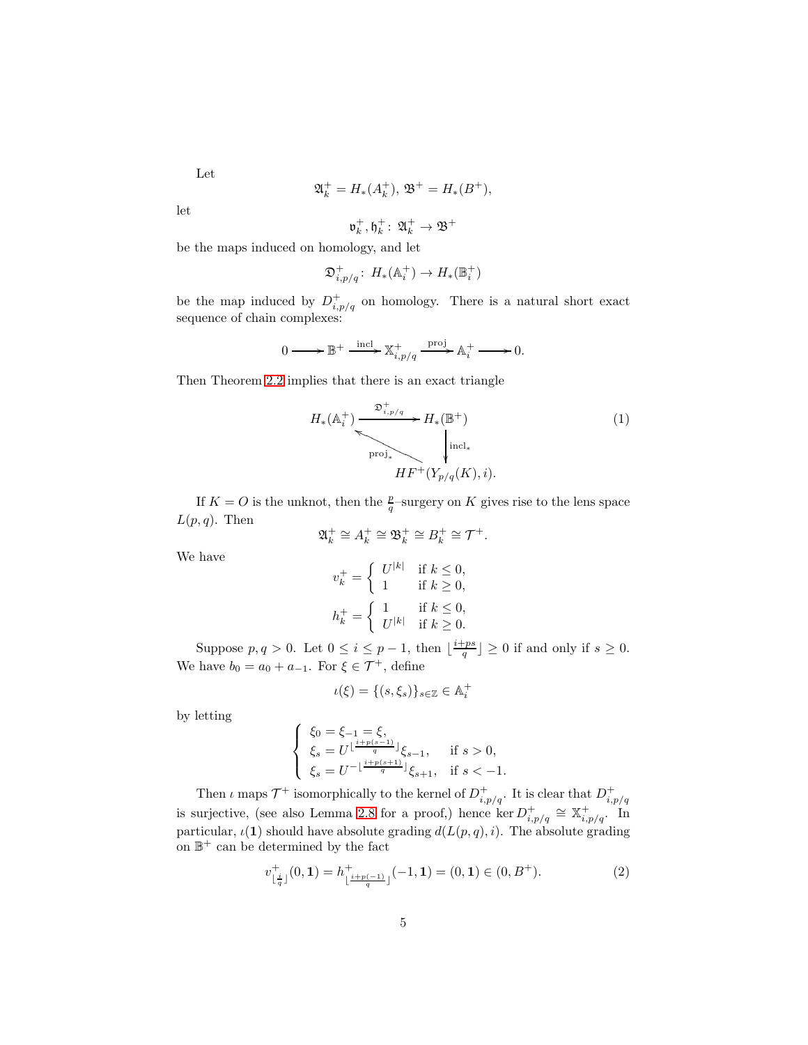Let

$$\mathfrak{A}_k^+ = H_*(A_k^+),\ \mathfrak{B}^+ = H_*(B^+),$$

let

$$\mathfrak{v}_k^+, \mathfrak{h}_k^+ \colon \mathfrak{A}_k^+ \to \mathfrak{B}^+$$

be the maps induced on homology, and let

$$\mathfrak{D}_{i,p/q}^+ \colon H_*(\mathbb{A}_i^+) \to H_*(\mathbb{B}_i^+)$$

be the map induced by $D_{i,p/q}^+$ on homology. There is a natural short exact sequence of chain complexes:

$$0 \longrightarrow \mathbb{B}^+ \xrightarrow{\text{incl}} \mathbb{X}_{i,p/q}^+ \xrightarrow{\text{proj}} \mathbb{A}_i^+ \longrightarrow 0.$$

Then Theorem 2.2 implies that there is an exact triangle

$$\begin{array}{ccc} H_*(\mathbb{A}_i^+) & \xrightarrow{\mathfrak{D}_{i,p/q}^+} & H_*(\mathbb{B}^+) \\ & {\scriptstyle \text{proj}_*} \nwarrow & \downarrow {\scriptstyle \text{incl}_*} \\ & & HF^+(Y_{p/q}(K), i). \end{array} \tag{1}$$

If $K = O$ is the unknot, then the $\frac{p}{q}$–surgery on $K$ gives rise to the lens space $L(p,q)$. Then

$$\mathfrak{A}_k^+ \cong A_k^+ \cong \mathfrak{B}_k^+ \cong B_k^+ \cong \mathcal{T}^+.$$

We have

$$v_k^+ = \begin{cases} U^{|k|} & \text{if } k \le 0, \\ 1 & \text{if } k \ge 0, \end{cases}$$

$$h_k^+ = \begin{cases} 1 & \text{if } k \le 0, \\ U^{|k|} & \text{if } k \ge 0. \end{cases}$$

Suppose $p, q > 0$. Let $0 \le i \le p-1$, then $\lfloor \frac{i+ps}{q} \rfloor \ge 0$ if and only if $s \ge 0$. We have $b_0 = a_0 + a_{-1}$. For $\xi \in \mathcal{T}^+$, define

$$\iota(\xi) = \{(s, \xi_s)\}_{s \in \mathbb{Z}} \in \mathbb{A}_i^+$$

by letting

$$\begin{cases} \xi_0 = \xi_{-1} = \xi, \\ \xi_s = U^{\lfloor \frac{i+p(s-1)}{q} \rfloor} \xi_{s-1}, & \text{if } s > 0, \\ \xi_s = U^{-\lfloor \frac{i+p(s+1)}{q} \rfloor} \xi_{s+1}, & \text{if } s < -1. \end{cases}$$

Then $\iota$ maps $\mathcal{T}^+$ isomorphically to the kernel of $D_{i,p/q}^+$. It is clear that $D_{i,p/q}^+$ is surjective, (see also Lemma 2.8 for a proof,) hence $\ker D_{i,p/q}^+ \cong \mathbb{X}_{i,p/q}^+$. In particular, $\iota(\mathbf{1})$ should have absolute grading $d(L(p,q), i)$. The absolute grading on $\mathbb{B}^+$ can be determined by the fact

$$v_{\lfloor \frac{i}{q} \rfloor}^+(0, \mathbf{1}) = h_{\lfloor \frac{i+p(-1)}{q} \rfloor}^+(-1, \mathbf{1}) = (0, \mathbf{1}) \in (0, B^+). \tag{2}$$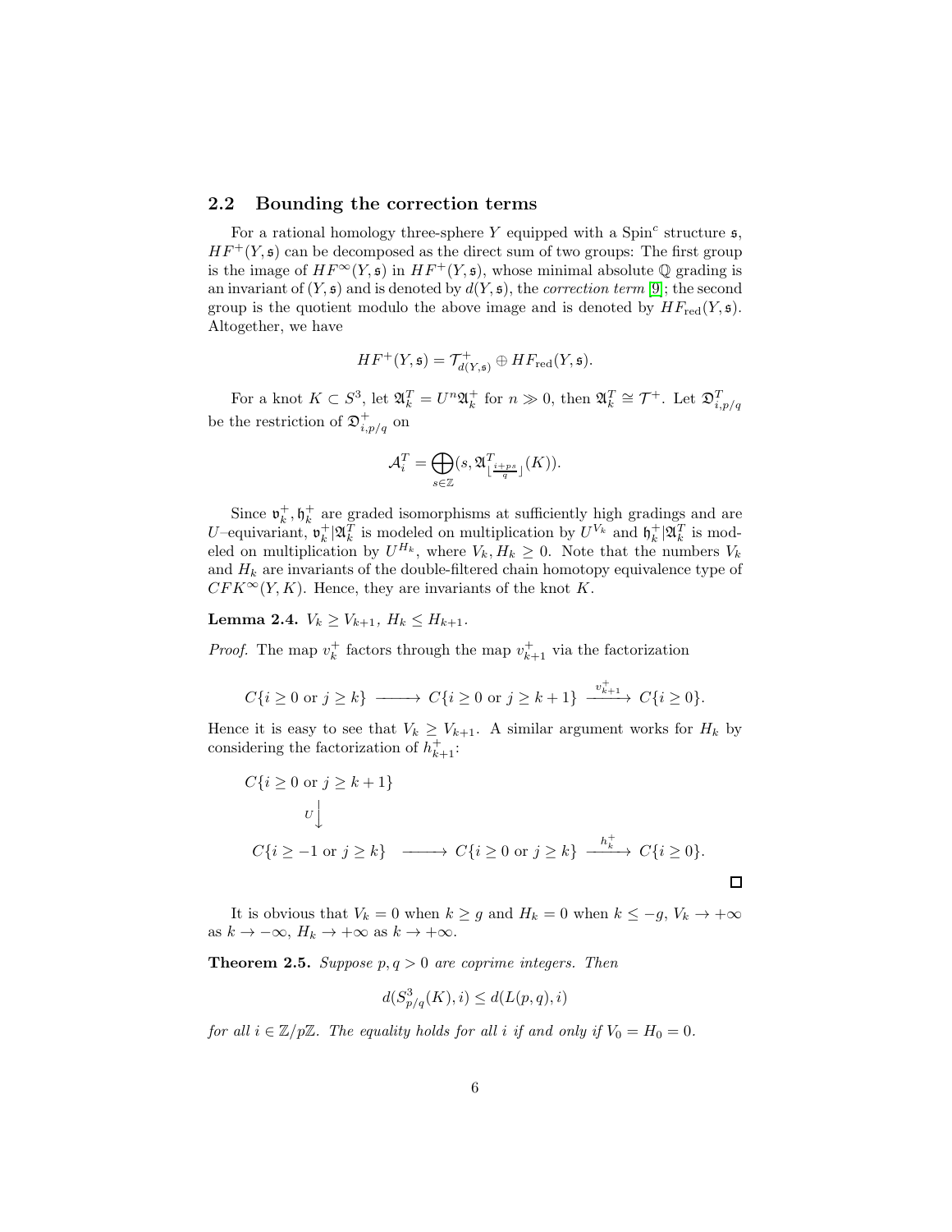## 2.2 Bounding the correction terms

For a rational homology three-sphere $Y$ equipped with a Spin$^c$ structure $\mathfrak{s}$, $HF^+(Y,\mathfrak{s})$ can be decomposed as the direct sum of two groups: The first group is the image of $HF^\infty(Y,\mathfrak{s})$ in $HF^+(Y,\mathfrak{s})$, whose minimal absolute $\mathbb{Q}$ grading is an invariant of $(Y,\mathfrak{s})$ and is denoted by $d(Y,\mathfrak{s})$, the *correction term* [9]; the second group is the quotient modulo the above image and is denoted by $HF_{\mathrm{red}}(Y,\mathfrak{s})$. Altogether, we have

$$HF^+(Y,\mathfrak{s}) = \mathcal{T}^+_{d(Y,\mathfrak{s})} \oplus HF_{\mathrm{red}}(Y,\mathfrak{s}).$$

For a knot $K \subset S^3$, let $\mathfrak{A}^T_k = U^n \mathfrak{A}^+_k$ for $n \gg 0$, then $\mathfrak{A}^T_k \cong \mathcal{T}^+$. Let $\mathfrak{D}^T_{i,p/q}$ be the restriction of $\mathfrak{D}^+_{i,p/q}$ on

$$\mathcal{A}^T_i = \bigoplus_{s\in\mathbb{Z}} (s, \mathfrak{A}^T_{\lfloor \frac{i+ps}{q} \rfloor}(K)).$$

Since $\mathfrak{v}^+_k, \mathfrak{h}^+_k$ are graded isomorphisms at sufficiently high gradings and are $U$–equivariant, $\mathfrak{v}^+_k|\mathfrak{A}^T_k$ is modeled on multiplication by $U^{V_k}$ and $\mathfrak{h}^+_k|\mathfrak{A}^T_k$ is modeled on multiplication by $U^{H_k}$, where $V_k, H_k \geq 0$. Note that the numbers $V_k$ and $H_k$ are invariants of the double-filtered chain homotopy equivalence type of $CFK^\infty(Y,K)$. Hence, they are invariants of the knot $K$.

**Lemma 2.4.** *$V_k \geq V_{k+1}$, $H_k \leq H_{k+1}$.*

*Proof.* The map $v^+_k$ factors through the map $v^+_{k+1}$ via the factorization

$$C\{i \geq 0 \text{ or } j \geq k\} \longrightarrow C\{i \geq 0 \text{ or } j \geq k+1\} \xrightarrow{v^+_{k+1}} C\{i \geq 0\}.$$

Hence it is easy to see that $V_k \geq V_{k+1}$. A similar argument works for $H_k$ by considering the factorization of $h^+_{k+1}$:

$$\begin{array}{l} C\{i \geq 0 \text{ or } j \geq k+1\} \\ \quad\Big\downarrow U \\ C\{i \geq -1 \text{ or } j \geq k\} \longrightarrow C\{i \geq 0 \text{ or } j \geq k\} \xrightarrow{h^+_k} C\{i \geq 0\}. \end{array}$$

□

It is obvious that $V_k = 0$ when $k \geq g$ and $H_k = 0$ when $k \leq -g$, $V_k \to +\infty$ as $k \to -\infty$, $H_k \to +\infty$ as $k \to +\infty$.

**Theorem 2.5.** *Suppose $p, q > 0$ are coprime integers. Then*

$$d(S^3_{p/q}(K), i) \leq d(L(p,q), i)$$

*for all $i \in \mathbb{Z}/p\mathbb{Z}$. The equality holds for all $i$ if and only if $V_0 = H_0 = 0$.*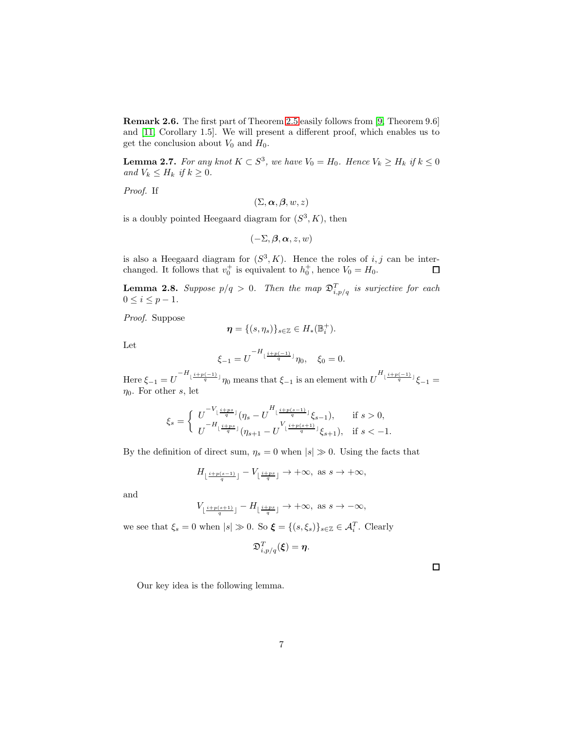**Remark 2.6.** The first part of Theorem 2.5 easily follows from [9, Theorem 9.6] and [11, Corollary 1.5]. We will present a different proof, which enables us to get the conclusion about $V_0$ and $H_0$.

**Lemma 2.7.** *For any knot $K \subset S^3$, we have $V_0 = H_0$. Hence $V_k \geq H_k$ if $k \leq 0$ and $V_k \leq H_k$ if $k \geq 0$.*

*Proof.* If

$$(\Sigma, \boldsymbol{\alpha}, \boldsymbol{\beta}, w, z)$$

is a doubly pointed Heegaard diagram for $(S^3, K)$, then

$$(-\Sigma, \boldsymbol{\beta}, \boldsymbol{\alpha}, z, w)$$

is also a Heegaard diagram for $(S^3, K)$. Hence the roles of $i, j$ can be interchanged. It follows that $v_0^+$ is equivalent to $h_0^+$, hence $V_0 = H_0$. $\square$

**Lemma 2.8.** *Suppose $p/q > 0$. Then the map $\mathfrak{D}^T_{i,p/q}$ is surjective for each $0 \leq i \leq p-1$.*

*Proof.* Suppose

$$\boldsymbol{\eta} = \{(s, \eta_s)\}_{s \in \mathbb{Z}} \in H_*(\mathbb{B}_i^+).$$

Let

$$\xi_{-1} = U^{-H_{\lfloor \frac{i+p(-1)}{q} \rfloor}} \eta_0, \quad \xi_0 = 0.$$

Here $\xi_{-1} = U^{-H_{\lfloor \frac{i+p(-1)}{q} \rfloor}} \eta_0$ means that $\xi_{-1}$ is an element with $U^{H_{\lfloor \frac{i+p(-1)}{q} \rfloor}} \xi_{-1} = \eta_0$. For other $s$, let

$$\xi_s = \begin{cases} U^{-V_{\lfloor \frac{i+ps}{q} \rfloor}} (\eta_s - U^{H_{\lfloor \frac{i+p(s-1)}{q} \rfloor}} \xi_{s-1}), & \text{if } s > 0, \\ U^{-H_{\lfloor \frac{i+ps}{q} \rfloor}} (\eta_{s+1} - U^{V_{\lfloor \frac{i+p(s+1)}{q} \rfloor}} \xi_{s+1}), & \text{if } s < -1. \end{cases}$$

By the definition of direct sum, $\eta_s = 0$ when $|s| \gg 0$. Using the facts that

$$H_{\lfloor \frac{i+p(s-1)}{q} \rfloor} - V_{\lfloor \frac{i+ps}{q} \rfloor} \to +\infty, \text{ as } s \to +\infty,$$

and

$$V_{\lfloor \frac{i+p(s+1)}{q} \rfloor} - H_{\lfloor \frac{i+ps}{q} \rfloor} \to +\infty, \text{ as } s \to -\infty,$$

we see that $\xi_s = 0$ when $|s| \gg 0$. So $\boldsymbol{\xi} = \{(s, \xi_s)\}_{s \in \mathbb{Z}} \in \mathcal{A}_i^T$. Clearly

$$\mathfrak{D}^T_{i,p/q}(\boldsymbol{\xi}) = \boldsymbol{\eta}.$$

$\square$

Our key idea is the following lemma.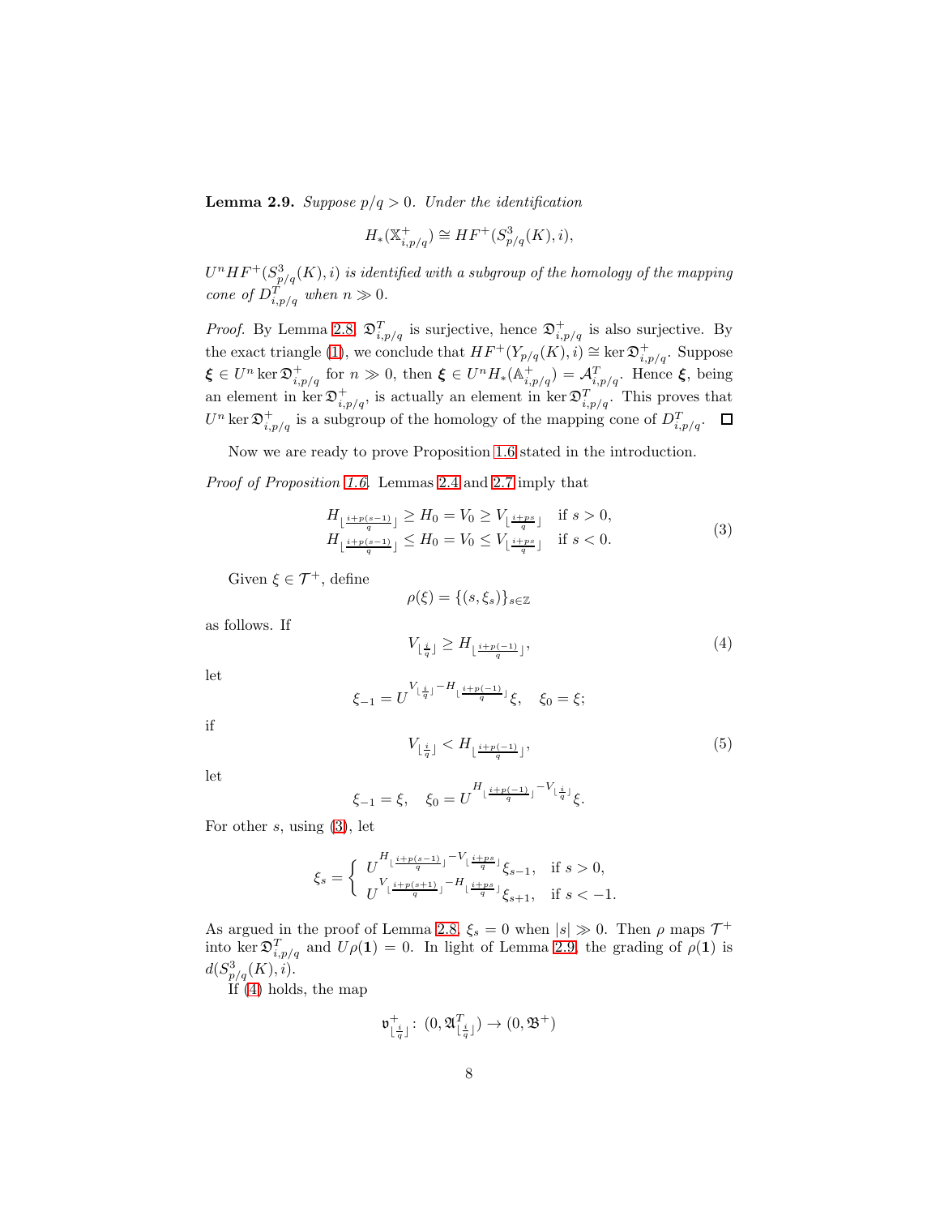**Lemma 2.9.** *Suppose $p/q > 0$. Under the identification*

$$H_*(\mathbb{X}^+_{i,p/q}) \cong HF^+(S^3_{p/q}(K), i),$$

*$U^n HF^+(S^3_{p/q}(K), i)$ is identified with a subgroup of the homology of the mapping cone of $D^T_{i,p/q}$ when $n \gg 0$.*

*Proof.* By Lemma 2.8, $\mathfrak{D}^T_{i,p/q}$ is surjective, hence $\mathfrak{D}^+_{i,p/q}$ is also surjective. By the exact triangle (1), we conclude that $HF^+(Y_{p/q}(K), i) \cong \ker \mathfrak{D}^+_{i,p/q}$. Suppose $\boldsymbol{\xi} \in U^n \ker \mathfrak{D}^+_{i,p/q}$ for $n \gg 0$, then $\boldsymbol{\xi} \in U^n H_*(\mathbb{A}^+_{i,p/q}) = \mathcal{A}^T_{i,p/q}$. Hence $\boldsymbol{\xi}$, being an element in $\ker \mathfrak{D}^+_{i,p/q}$, is actually an element in $\ker \mathfrak{D}^T_{i,p/q}$. This proves that $U^n \ker \mathfrak{D}^+_{i,p/q}$ is a subgroup of the homology of the mapping cone of $D^T_{i,p/q}$. $\square$

Now we are ready to prove Proposition 1.6 stated in the introduction.

*Proof of Proposition 1.6.* Lemmas 2.4 and 2.7 imply that

$$\begin{array}{ll} H_{\lfloor \frac{i+p(s-1)}{q} \rfloor} \geq H_0 = V_0 \geq V_{\lfloor \frac{i+ps}{q} \rfloor} & \text{if } s > 0, \\ H_{\lfloor \frac{i+p(s-1)}{q} \rfloor} \leq H_0 = V_0 \leq V_{\lfloor \frac{i+ps}{q} \rfloor} & \text{if } s < 0. \end{array} \tag{3}$$

Given $\xi \in \mathcal{T}^+$, define

$$\rho(\xi) = \{(s, \xi_s)\}_{s \in \mathbb{Z}}$$

as follows. If

$$V_{\lfloor \frac{i}{q} \rfloor} \geq H_{\lfloor \frac{i+p(-1)}{q} \rfloor}, \tag{4}$$

let

$$\xi_{-1} = U^{V_{\lfloor \frac{i}{q} \rfloor} - H_{\lfloor \frac{i+p(-1)}{q} \rfloor}} \xi, \quad \xi_0 = \xi;$$

if

$$V_{\lfloor \frac{i}{q} \rfloor} < H_{\lfloor \frac{i+p(-1)}{q} \rfloor}, \tag{5}$$

let

$$\xi_{-1} = \xi, \quad \xi_0 = U^{H_{\lfloor \frac{i+p(-1)}{q} \rfloor} - V_{\lfloor \frac{i}{q} \rfloor}} \xi.$$

For other $s$, using (3), let

$$\xi_s = \begin{cases} U^{H_{\lfloor \frac{i+p(s-1)}{q} \rfloor} - V_{\lfloor \frac{i+ps}{q} \rfloor}} \xi_{s-1}, & \text{if } s > 0, \\ U^{V_{\lfloor \frac{i+p(s+1)}{q} \rfloor} - H_{\lfloor \frac{i+ps}{q} \rfloor}} \xi_{s+1}, & \text{if } s < -1. \end{cases}$$

As argued in the proof of Lemma 2.8, $\xi_s = 0$ when $|s| \gg 0$. Then $\rho$ maps $\mathcal{T}^+$ into $\ker \mathfrak{D}^T_{i,p/q}$ and $U\rho(\mathbf{1}) = 0$. In light of Lemma 2.9, the grading of $\rho(\mathbf{1})$ is $d(S^3_{p/q}(K), i)$.

If (4) holds, the map

$$\mathfrak{v}^+_{\lfloor \frac{i}{q} \rfloor} \colon (0, \mathfrak{A}^T_{\lfloor \frac{i}{q} \rfloor}) \to (0, \mathfrak{B}^+)$$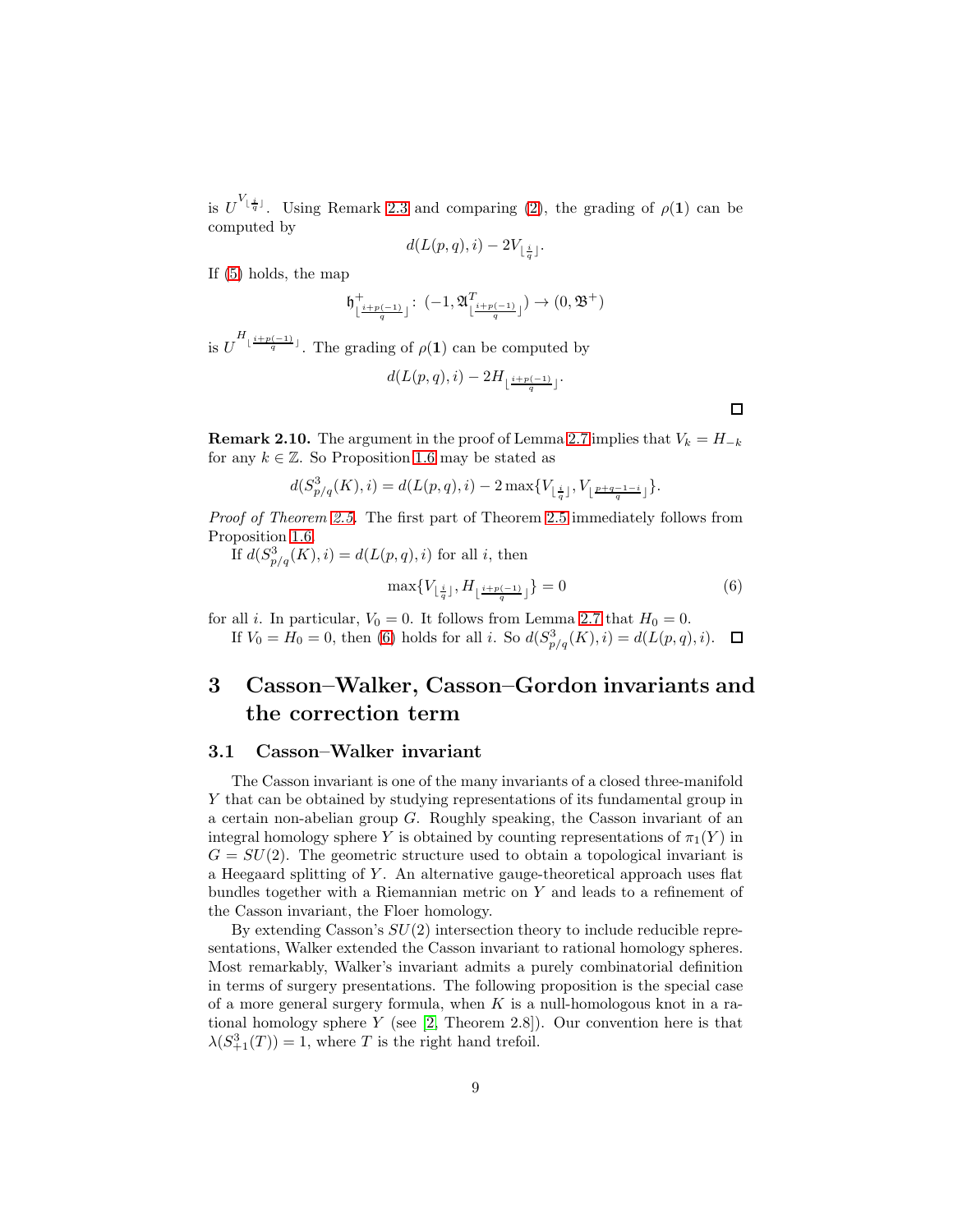is $U^{V_{\lfloor \frac{i}{q} \rfloor}}$. Using Remark 2.3 and comparing (2), the grading of $\rho(\mathbf{1})$ can be computed by

$$d(L(p,q),i) - 2V_{\lfloor \frac{i}{q} \rfloor}.$$

If (5) holds, the map

$$\mathfrak{h}^+_{\lfloor \frac{i+p(-1)}{q} \rfloor} \colon (-1, \mathfrak{A}^T_{\lfloor \frac{i+p(-1)}{q} \rfloor}) \to (0, \mathfrak{B}^+)$$

is $U^{H_{\lfloor \frac{i+p(-1)}{q} \rfloor}}$. The grading of $\rho(\mathbf{1})$ can be computed by

$$d(L(p,q),i) - 2H_{\lfloor \frac{i+p(-1)}{q} \rfloor}.$$

□

**Remark 2.10.** The argument in the proof of Lemma 2.7 implies that $V_k = H_{-k}$ for any $k \in \mathbb{Z}$. So Proposition 1.6 may be stated as

$$d(S^3_{p/q}(K),i) = d(L(p,q),i) - 2\max\{V_{\lfloor \frac{i}{q} \rfloor}, V_{\lfloor \frac{p+q-1-i}{q} \rfloor}\}.$$

*Proof of Theorem 2.5.* The first part of Theorem 2.5 immediately follows from Proposition 1.6.

If $d(S^3_{p/q}(K),i) = d(L(p,q),i)$ for all $i$, then

$$\max\{V_{\lfloor \frac{i}{q} \rfloor}, H_{\lfloor \frac{i+p(-1)}{q} \rfloor}\} = 0 \tag{6}$$

for all $i$. In particular, $V_0 = 0$. It follows from Lemma 2.7 that $H_0 = 0$.

If $V_0 = H_0 = 0$, then (6) holds for all $i$. So $d(S^3_{p/q}(K),i) = d(L(p,q),i)$. □

# 3 Casson–Walker, Casson–Gordon invariants and the correction term

## 3.1 Casson–Walker invariant

The Casson invariant is one of the many invariants of a closed three-manifold $Y$ that can be obtained by studying representations of its fundamental group in a certain non-abelian group $G$. Roughly speaking, the Casson invariant of an integral homology sphere $Y$ is obtained by counting representations of $\pi_1(Y)$ in $G = SU(2)$. The geometric structure used to obtain a topological invariant is a Heegaard splitting of $Y$. An alternative gauge-theoretical approach uses flat bundles together with a Riemannian metric on $Y$ and leads to a refinement of the Casson invariant, the Floer homology.

By extending Casson's $SU(2)$ intersection theory to include reducible representations, Walker extended the Casson invariant to rational homology spheres. Most remarkably, Walker's invariant admits a purely combinatorial definition in terms of surgery presentations. The following proposition is the special case of a more general surgery formula, when $K$ is a null-homologous knot in a rational homology sphere $Y$ (see [2, Theorem 2.8]). Our convention here is that $\lambda(S^3_{+1}(T)) = 1$, where $T$ is the right hand trefoil.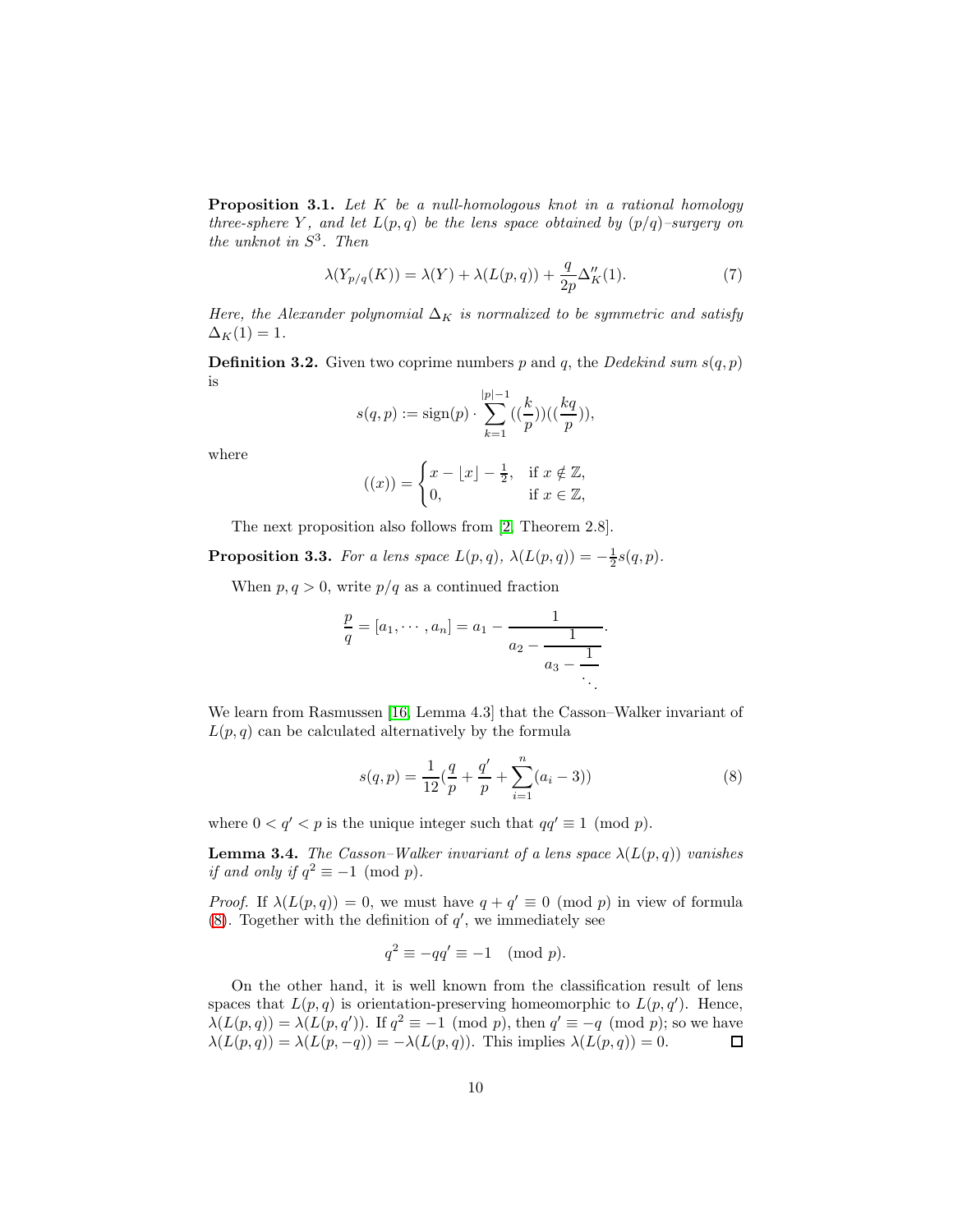**Proposition 3.1.** *Let $K$ be a null-homologous knot in a rational homology three-sphere $Y$, and let $L(p,q)$ be the lens space obtained by $(p/q)$–surgery on the unknot in $S^3$. Then*

$$\lambda(Y_{p/q}(K)) = \lambda(Y) + \lambda(L(p,q)) + \frac{q}{2p}\Delta_K''(1). \tag{7}$$

*Here, the Alexander polynomial $\Delta_K$ is normalized to be symmetric and satisfy $\Delta_K(1) = 1$.*

**Definition 3.2.** Given two coprime numbers $p$ and $q$, the *Dedekind sum* $s(q,p)$ is

$$s(q,p) := \operatorname{sign}(p) \cdot \sum_{k=1}^{|p|-1} ((\frac{k}{p}))((\frac{kq}{p})),$$

where

$$((x)) = \begin{cases} x - \lfloor x \rfloor - \frac{1}{2}, & \text{if } x \notin \mathbb{Z}, \\ 0, & \text{if } x \in \mathbb{Z}, \end{cases}$$

The next proposition also follows from [2, Theorem 2.8].

**Proposition 3.3.** *For a lens space $L(p,q)$, $\lambda(L(p,q)) = -\frac{1}{2}s(q,p)$.*

When $p, q > 0$, write $p/q$ as a continued fraction

$$\frac{p}{q} = [a_1, \cdots, a_n] = a_1 - \cfrac{1}{a_2 - \cfrac{1}{a_3 - \cfrac{1}{\ddots}}}.$$

We learn from Rasmussen [16, Lemma 4.3] that the Casson–Walker invariant of $L(p,q)$ can be calculated alternatively by the formula

$$s(q,p) = \frac{1}{12}(\frac{q}{p} + \frac{q'}{p} + \sum_{i=1}^{n}(a_i - 3)) \tag{8}$$

where $0 < q' < p$ is the unique integer such that $qq' \equiv 1 \pmod p$.

**Lemma 3.4.** *The Casson–Walker invariant of a lens space $\lambda(L(p,q))$ vanishes if and only if $q^2 \equiv -1 \pmod p$.*

*Proof.* If $\lambda(L(p,q)) = 0$, we must have $q + q' \equiv 0 \pmod p$ in view of formula (8). Together with the definition of $q'$, we immediately see

$$q^2 \equiv -qq' \equiv -1 \pmod p.$$

On the other hand, it is well known from the classification result of lens spaces that $L(p,q)$ is orientation-preserving homeomorphic to $L(p,q')$. Hence, $\lambda(L(p,q)) = \lambda(L(p,q'))$. If $q^2 \equiv -1 \pmod p$, then $q' \equiv -q \pmod p$; so we have $\lambda(L(p,q)) = \lambda(L(p,-q)) = -\lambda(L(p,q))$. This implies $\lambda(L(p,q)) = 0$. $\square$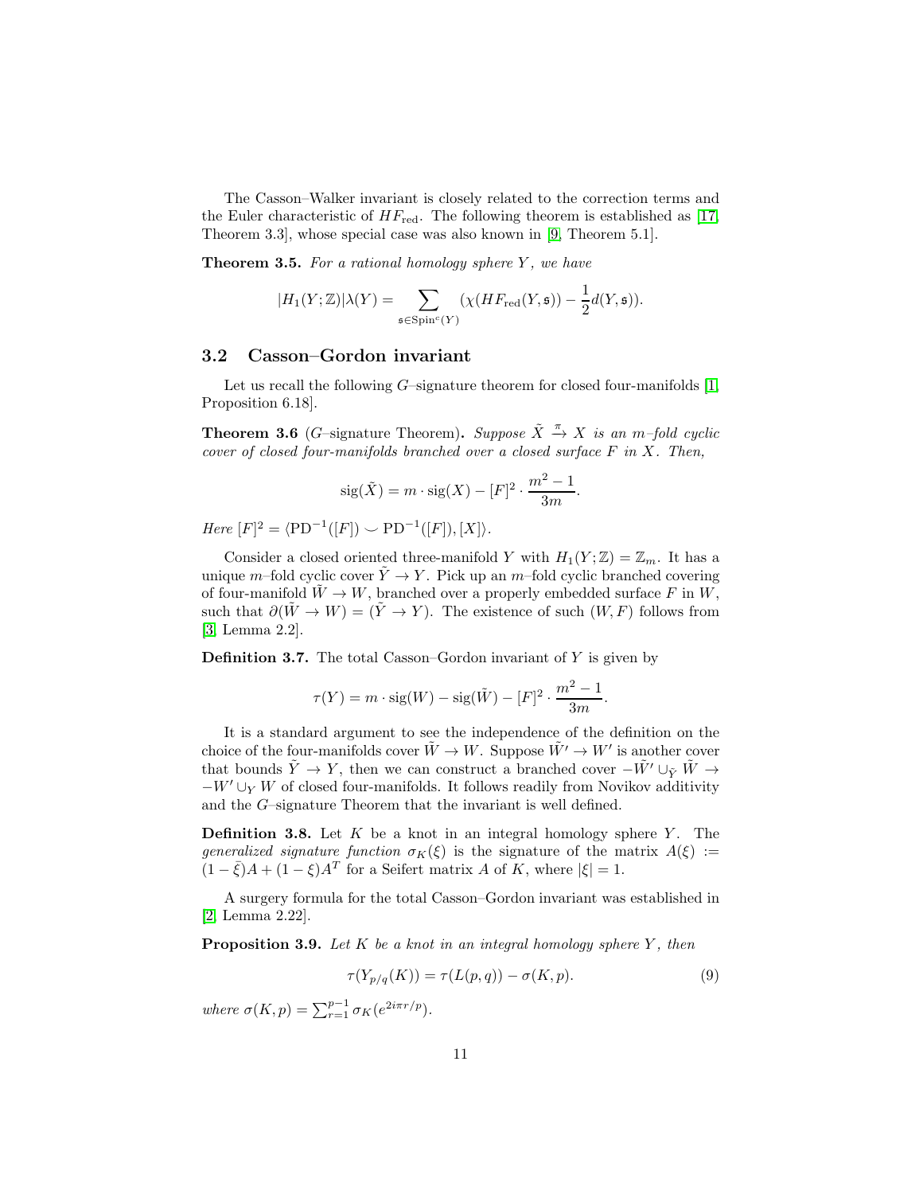The Casson–Walker invariant is closely related to the correction terms and the Euler characteristic of $HF_{\text{red}}$. The following theorem is established as [17, Theorem 3.3], whose special case was also known in [9, Theorem 5.1].

**Theorem 3.5.** *For a rational homology sphere $Y$, we have*

$$|H_1(Y;\mathbb{Z})|\lambda(Y) = \sum_{\mathfrak{s}\in \mathrm{Spin}^c(Y)} (\chi(HF_{\text{red}}(Y,\mathfrak{s})) - \frac{1}{2}d(Y,\mathfrak{s})).$$

## 3.2 Casson–Gordon invariant

Let us recall the following $G$–signature theorem for closed four-manifolds [1, Proposition 6.18].

**Theorem 3.6** ($G$–signature Theorem)**.** *Suppose $\tilde{X} \xrightarrow{\pi} X$ is an $m$–fold cyclic cover of closed four-manifolds branched over a closed surface $F$ in $X$. Then,*

$$\mathrm{sig}(\tilde{X}) = m \cdot \mathrm{sig}(X) - [F]^2 \cdot \frac{m^2-1}{3m}.$$

*Here* $[F]^2 = \langle \mathrm{PD}^{-1}([F]) \smile \mathrm{PD}^{-1}([F]), [X]\rangle$.

Consider a closed oriented three-manifold $Y$ with $H_1(Y;\mathbb{Z}) = \mathbb{Z}_m$. It has a unique $m$–fold cyclic cover $\tilde{Y} \to Y$. Pick up an $m$–fold cyclic branched covering of four-manifold $\tilde{W} \to W$, branched over a properly embedded surface $F$ in $W$, such that $\partial(\tilde{W} \to W) = (\tilde{Y} \to Y)$. The existence of such $(W, F)$ follows from [3, Lemma 2.2].

**Definition 3.7.** The total Casson–Gordon invariant of $Y$ is given by

$$\tau(Y) = m \cdot \mathrm{sig}(W) - \mathrm{sig}(\tilde{W}) - [F]^2 \cdot \frac{m^2-1}{3m}.$$

It is a standard argument to see the independence of the definition on the choice of the four-manifolds cover $\tilde{W} \to W$. Suppose $\tilde{W'} \to W'$ is another cover that bounds $\tilde{Y} \to Y$, then we can construct a branched cover $-\tilde{W'} \cup_{\tilde{Y}} \tilde{W} \to -W' \cup_Y W$ of closed four-manifolds. It follows readily from Novikov additivity and the $G$–signature Theorem that the invariant is well defined.

**Definition 3.8.** Let $K$ be a knot in an integral homology sphere $Y$. The *generalized signature function* $\sigma_K(\xi)$ is the signature of the matrix $A(\xi) := (1-\bar{\xi})A + (1-\xi)A^T$ for a Seifert matrix $A$ of $K$, where $|\xi| = 1$.

A surgery formula for the total Casson–Gordon invariant was established in [2, Lemma 2.22].

**Proposition 3.9.** *Let $K$ be a knot in an integral homology sphere $Y$, then*

$$\tau(Y_{p/q}(K)) = \tau(L(p,q)) - \sigma(K,p). \tag{9}$$

*where* $\sigma(K,p) = \sum_{r=1}^{p-1} \sigma_K(e^{2i\pi r/p})$.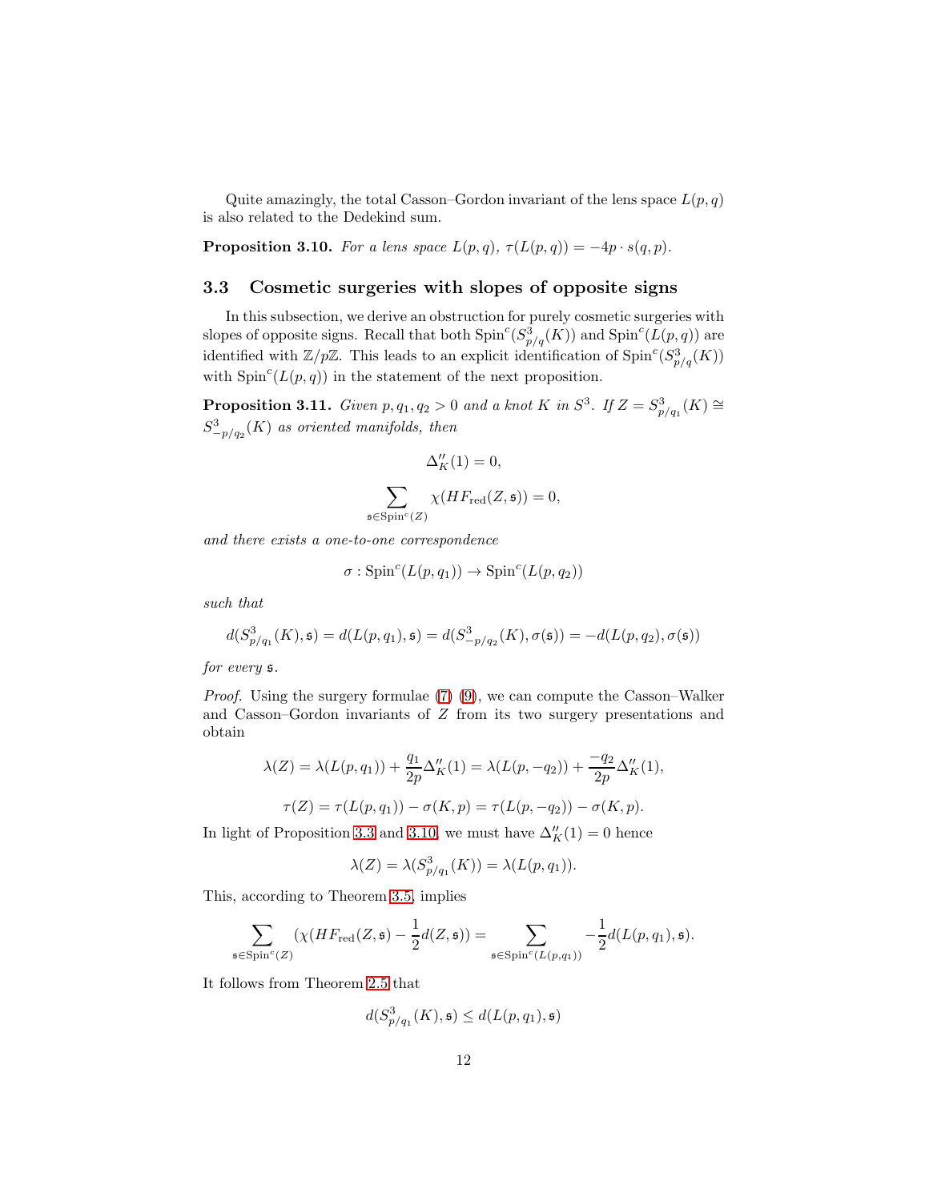Quite amazingly, the total Casson–Gordon invariant of the lens space $L(p,q)$ is also related to the Dedekind sum.

**Proposition 3.10.** *For a lens space $L(p,q)$, $\tau(L(p,q)) = -4p \cdot s(q,p)$.*

### 3.3 Cosmetic surgeries with slopes of opposite signs

In this subsection, we derive an obstruction for purely cosmetic surgeries with slopes of opposite signs. Recall that both $\mathrm{Spin}^c(S^3_{p/q}(K))$ and $\mathrm{Spin}^c(L(p,q))$ are identified with $\mathbb{Z}/p\mathbb{Z}$. This leads to an explicit identification of $\mathrm{Spin}^c(S^3_{p/q}(K))$ with $\mathrm{Spin}^c(L(p,q))$ in the statement of the next proposition.

**Proposition 3.11.** *Given $p, q_1, q_2 > 0$ and a knot $K$ in $S^3$. If $Z = S^3_{p/q_1}(K) \cong S^3_{-p/q_2}(K)$ as oriented manifolds, then*

$$\Delta_K''(1) = 0,$$

$$\sum_{\mathfrak{s}\in \mathrm{Spin}^c(Z)} \chi(HF_{\mathrm{red}}(Z,\mathfrak{s})) = 0,$$

*and there exists a one-to-one correspondence*

$$\sigma : \mathrm{Spin}^c(L(p,q_1)) \to \mathrm{Spin}^c(L(p,q_2))$$

*such that*

$$d(S^3_{p/q_1}(K),\mathfrak{s}) = d(L(p,q_1),\mathfrak{s}) = d(S^3_{-p/q_2}(K),\sigma(\mathfrak{s})) = -d(L(p,q_2),\sigma(\mathfrak{s}))$$

*for every $\mathfrak{s}$.*

*Proof.* Using the surgery formulae (7) (9), we can compute the Casson–Walker and Casson–Gordon invariants of $Z$ from its two surgery presentations and obtain

$$\lambda(Z) = \lambda(L(p,q_1)) + \frac{q_1}{2p}\Delta_K''(1) = \lambda(L(p,-q_2)) + \frac{-q_2}{2p}\Delta_K''(1),$$

$$\tau(Z) = \tau(L(p,q_1)) - \sigma(K,p) = \tau(L(p,-q_2)) - \sigma(K,p).$$

In light of Proposition 3.3 and 3.10, we must have $\Delta_K''(1) = 0$ hence

$$\lambda(Z) = \lambda(S^3_{p/q_1}(K)) = \lambda(L(p,q_1)).$$

This, according to Theorem 3.5, implies

$$\sum_{\mathfrak{s}\in \mathrm{Spin}^c(Z)} (\chi(HF_{\mathrm{red}}(Z,\mathfrak{s})) - \frac{1}{2}d(Z,\mathfrak{s})) = \sum_{\mathfrak{s}\in \mathrm{Spin}^c(L(p,q_1))} -\frac{1}{2}d(L(p,q_1),\mathfrak{s}).$$

It follows from Theorem 2.5 that

$$d(S^3_{p/q_1}(K),\mathfrak{s}) \leq d(L(p,q_1),\mathfrak{s})$$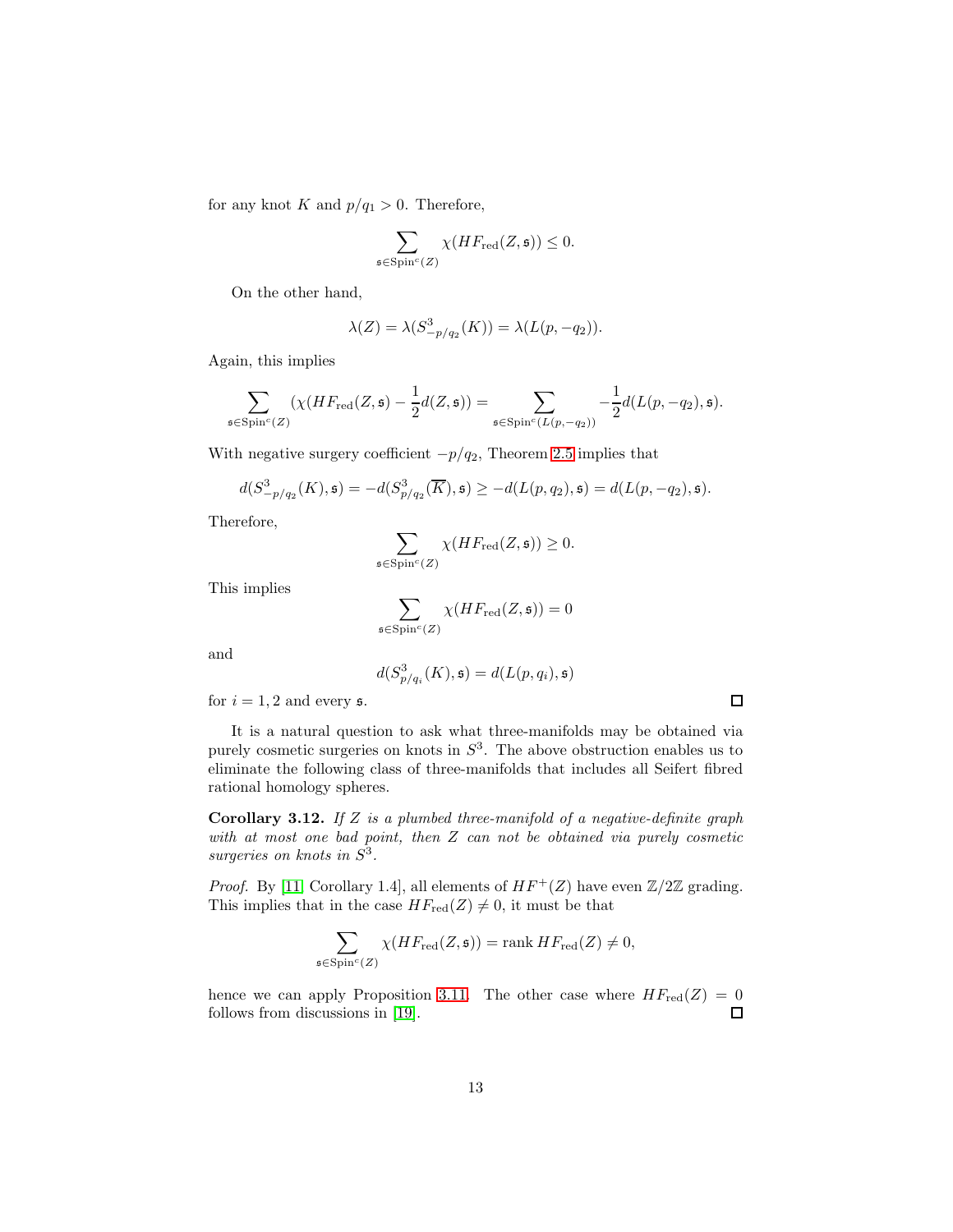for any knot $K$ and $p/q_1 > 0$. Therefore,

$$\sum_{\mathfrak{s} \in \mathrm{Spin}^c(Z)} \chi(HF_{\mathrm{red}}(Z, \mathfrak{s})) \leq 0.$$

On the other hand,

$$\lambda(Z) = \lambda(S^3_{-p/q_2}(K)) = \lambda(L(p, -q_2)).$$

Again, this implies

$$\sum_{\mathfrak{s} \in \mathrm{Spin}^c(Z)} (\chi(HF_{\mathrm{red}}(Z, \mathfrak{s}) - \frac{1}{2} d(Z, \mathfrak{s})) = \sum_{\mathfrak{s} \in \mathrm{Spin}^c(L(p,-q_2))} -\frac{1}{2} d(L(p, -q_2), \mathfrak{s}).$$

With negative surgery coefficient $-p/q_2$, Theorem 2.5 implies that

$$d(S^3_{-p/q_2}(K), \mathfrak{s}) = -d(S^3_{p/q_2}(\overline{K}), \mathfrak{s}) \geq -d(L(p, q_2), \mathfrak{s}) = d(L(p, -q_2), \mathfrak{s}).$$

Therefore,

$$\sum_{\mathfrak{s} \in \mathrm{Spin}^c(Z)} \chi(HF_{\mathrm{red}}(Z, \mathfrak{s})) \geq 0.$$

This implies

$$\sum_{\mathfrak{s} \in \mathrm{Spin}^c(Z)} \chi(HF_{\mathrm{red}}(Z, \mathfrak{s})) = 0$$

and

$$d(S^3_{p/q_i}(K), \mathfrak{s}) = d(L(p, q_i), \mathfrak{s})$$

for $i = 1, 2$ and every $\mathfrak{s}$. □

It is a natural question to ask what three-manifolds may be obtained via purely cosmetic surgeries on knots in $S^3$. The above obstruction enables us to eliminate the following class of three-manifolds that includes all Seifert fibred rational homology spheres.

**Corollary 3.12.** *If $Z$ is a plumbed three-manifold of a negative-definite graph with at most one bad point, then $Z$ can not be obtained via purely cosmetic surgeries on knots in $S^3$.*

*Proof.* By [11, Corollary 1.4], all elements of $HF^+(Z)$ have even $\mathbb{Z}/2\mathbb{Z}$ grading. This implies that in the case $HF_{\mathrm{red}}(Z) \neq 0$, it must be that

$$\sum_{\mathfrak{s} \in \mathrm{Spin}^c(Z)} \chi(HF_{\mathrm{red}}(Z, \mathfrak{s})) = \mathrm{rank}\, HF_{\mathrm{red}}(Z) \neq 0,$$

hence we can apply Proposition 3.11. The other case where $HF_{\mathrm{red}}(Z) = 0$ follows from discussions in [19]. □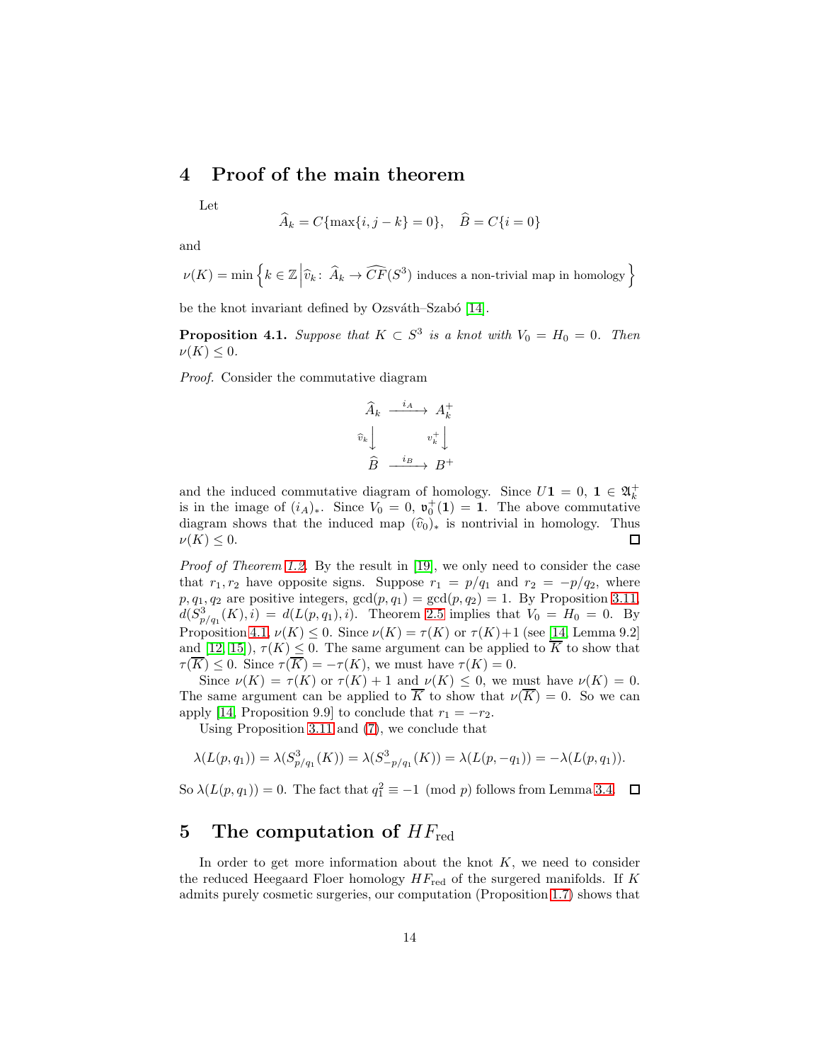# 4 Proof of the main theorem

Let

$$\widehat{A}_k = C\{\max\{i, j-k\} = 0\}, \quad \widehat{B} = C\{i = 0\}$$

and

$$\nu(K) = \min\left\{ k \in \mathbb{Z} \,\middle|\, \widehat{v}_k \colon \widehat{A}_k \to \widehat{CF}(S^3) \text{ induces a non-trivial map in homology} \right\}$$

be the knot invariant defined by Ozsváth–Szabó [14].

**Proposition 4.1.** *Suppose that $K \subset S^3$ is a knot with $V_0 = H_0 = 0$. Then $\nu(K) \le 0$.*

*Proof.* Consider the commutative diagram

$$\begin{array}{ccc}
\widehat{A}_k & \xrightarrow{i_A} & A_k^+ \\
{\scriptstyle \widehat{v}_k}\big\downarrow & & \big\downarrow{\scriptstyle v_k^+} \\
\widehat{B} & \xrightarrow{i_B} & B^+
\end{array}$$

and the induced commutative diagram of homology. Since $U\mathbf{1} = 0$, $\mathbf{1} \in \mathfrak{A}_k^+$ is in the image of $(i_A)_*$. Since $V_0 = 0$, $\mathfrak{v}_0^+(\mathbf{1}) = \mathbf{1}$. The above commutative diagram shows that the induced map $(\widehat{v}_0)_*$ is nontrivial in homology. Thus $\nu(K) \le 0$. $\square$

*Proof of Theorem 1.2.* By the result in [19], we only need to consider the case that $r_1, r_2$ have opposite signs. Suppose $r_1 = p/q_1$ and $r_2 = -p/q_2$, where $p, q_1, q_2$ are positive integers, $\gcd(p, q_1) = \gcd(p, q_2) = 1$. By Proposition 3.11, $d(S^3_{p/q_1}(K), i) = d(L(p, q_1), i)$. Theorem 2.5 implies that $V_0 = H_0 = 0$. By Proposition 4.1, $\nu(K) \le 0$. Since $\nu(K) = \tau(K)$ or $\tau(K)+1$ (see [14, Lemma 9.2] and [12, 15]), $\tau(K) \le 0$. The same argument can be applied to $\overline{K}$ to show that $\tau(\overline{K}) \le 0$. Since $\tau(\overline{K}) = -\tau(K)$, we must have $\tau(K) = 0$.

Since $\nu(K) = \tau(K)$ or $\tau(K) + 1$ and $\nu(K) \le 0$, we must have $\nu(K) = 0$. The same argument can be applied to $\overline{K}$ to show that $\nu(\overline{K}) = 0$. So we can apply [14, Proposition 9.9] to conclude that $r_1 = -r_2$.

Using Proposition 3.11 and (7), we conclude that

$$\lambda(L(p, q_1)) = \lambda(S^3_{p/q_1}(K)) = \lambda(S^3_{-p/q_1}(K)) = \lambda(L(p, -q_1)) = -\lambda(L(p, q_1)).$$

So $\lambda(L(p, q_1)) = 0$. The fact that $q_1^2 \equiv -1 \pmod{p}$ follows from Lemma 3.4. $\square$

# 5 The computation of $HF_{\text{red}}$

In order to get more information about the knot $K$, we need to consider the reduced Heegaard Floer homology $HF_{\text{red}}$ of the surgered manifolds. If $K$ admits purely cosmetic surgeries, our computation (Proposition 1.7) shows that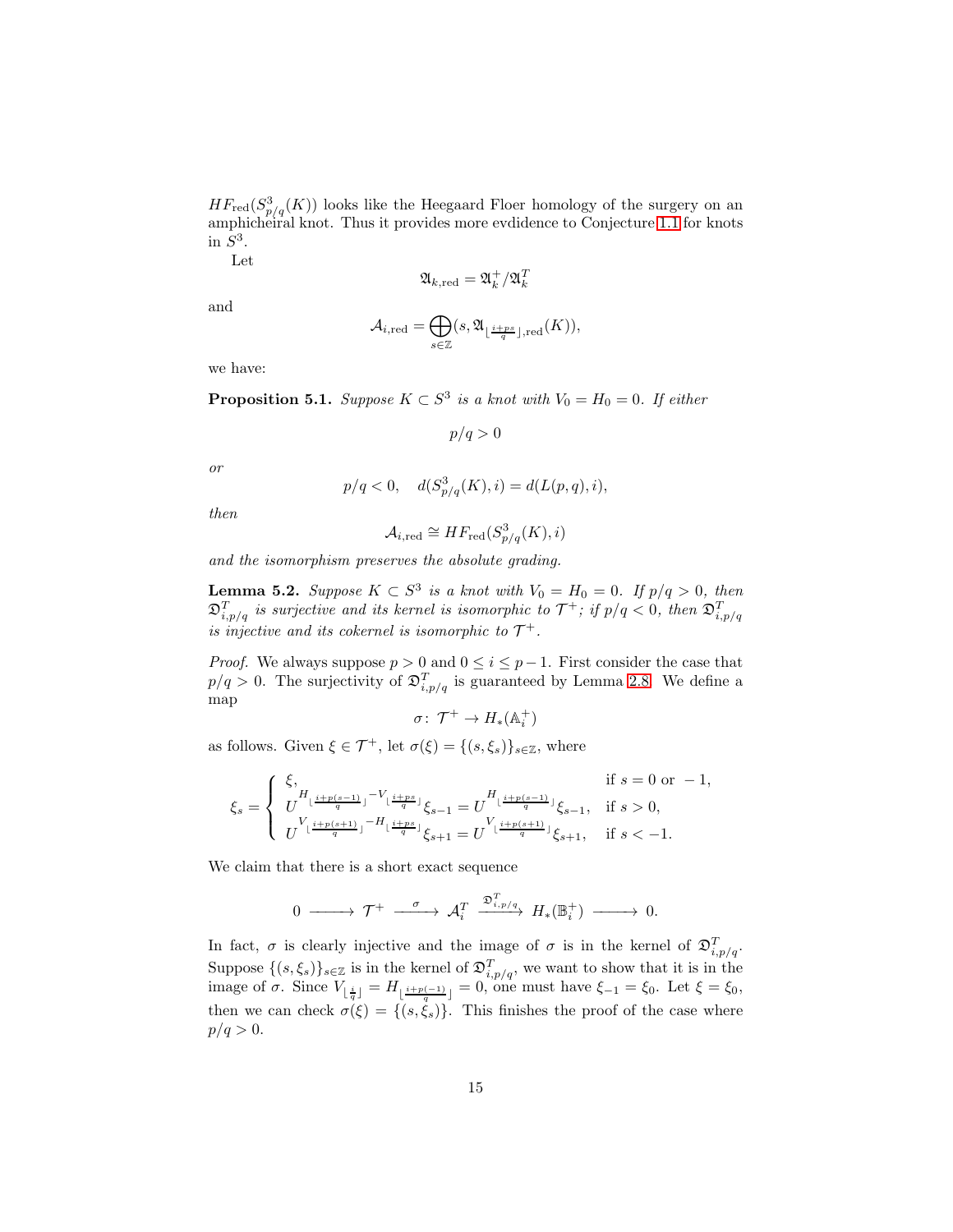$HF_{\mathrm{red}}(S^3_{p/q}(K))$ looks like the Heegaard Floer homology of the surgery on an amphicheiral knot. Thus it provides more evdidence to Conjecture 1.1 for knots in $S^3$.

Let

$$\mathfrak{A}_{k,\mathrm{red}} = \mathfrak{A}^+_k/\mathfrak{A}^T_k$$

and

$$\mathcal{A}_{i,\mathrm{red}} = \bigoplus_{s\in\mathbb{Z}} (s, \mathfrak{A}_{\lfloor \frac{i+ps}{q} \rfloor, \mathrm{red}}(K)),$$

we have:

**Proposition 5.1.** *Suppose $K \subset S^3$ is a knot with $V_0 = H_0 = 0$. If either*

$$p/q > 0$$

*or*

$$p/q < 0, \quad d(S^3_{p/q}(K), i) = d(L(p,q), i),$$

*then*

$$\mathcal{A}_{i,\mathrm{red}} \cong HF_{\mathrm{red}}(S^3_{p/q}(K), i)$$

*and the isomorphism preserves the absolute grading.*

**Lemma 5.2.** *Suppose $K \subset S^3$ is a knot with $V_0 = H_0 = 0$. If $p/q > 0$, then $\mathfrak{D}^T_{i,p/q}$ is surjective and its kernel is isomorphic to $\mathcal{T}^+$; if $p/q < 0$, then $\mathfrak{D}^T_{i,p/q}$ is injective and its cokernel is isomorphic to $\mathcal{T}^+$.*

*Proof.* We always suppose $p > 0$ and $0 \le i \le p-1$. First consider the case that $p/q > 0$. The surjectivity of $\mathfrak{D}^T_{i,p/q}$ is guaranteed by Lemma 2.8. We define a map

$$\sigma\colon\ \mathcal{T}^+ \to H_*(\mathbb{A}^+_i)$$

as follows. Given $\xi \in \mathcal{T}^+$, let $\sigma(\xi) = \{(s, \xi_s)\}_{s\in\mathbb{Z}}$, where

$$\xi_s = \begin{cases} \xi, & \text{if } s = 0 \text{ or } -1, \\ U^{H_{\lfloor \frac{i+p(s-1)}{q} \rfloor} - V_{\lfloor \frac{i+ps}{q} \rfloor}} \xi_{s-1} = U^{H_{\lfloor \frac{i+p(s-1)}{q} \rfloor}} \xi_{s-1}, & \text{if } s > 0, \\ U^{V_{\lfloor \frac{i+p(s+1)}{q} \rfloor} - H_{\lfloor \frac{i+ps}{q} \rfloor}} \xi_{s+1} = U^{V_{\lfloor \frac{i+p(s+1)}{q} \rfloor}} \xi_{s+1}, & \text{if } s < -1. \end{cases}$$

We claim that there is a short exact sequence

$$0 \longrightarrow \mathcal{T}^+ \xrightarrow{\ \sigma\ } \mathcal{A}^T_i \xrightarrow{\mathfrak{D}^T_{i,p/q}} H_*(\mathbb{B}^+_i) \longrightarrow 0.$$

In fact, $\sigma$ is clearly injective and the image of $\sigma$ is in the kernel of $\mathfrak{D}^T_{i,p/q}$. Suppose $\{(s,\xi_s)\}_{s\in\mathbb{Z}}$ is in the kernel of $\mathfrak{D}^T_{i,p/q}$, we want to show that it is in the image of $\sigma$. Since $V_{\lfloor \frac{i}{q} \rfloor} = H_{\lfloor \frac{i+p(-1)}{q} \rfloor} = 0$, one must have $\xi_{-1} = \xi_0$. Let $\xi = \xi_0$, then we can check $\sigma(\xi) = \{(s, \xi_s)\}$. This finishes the proof of the case where $p/q > 0$.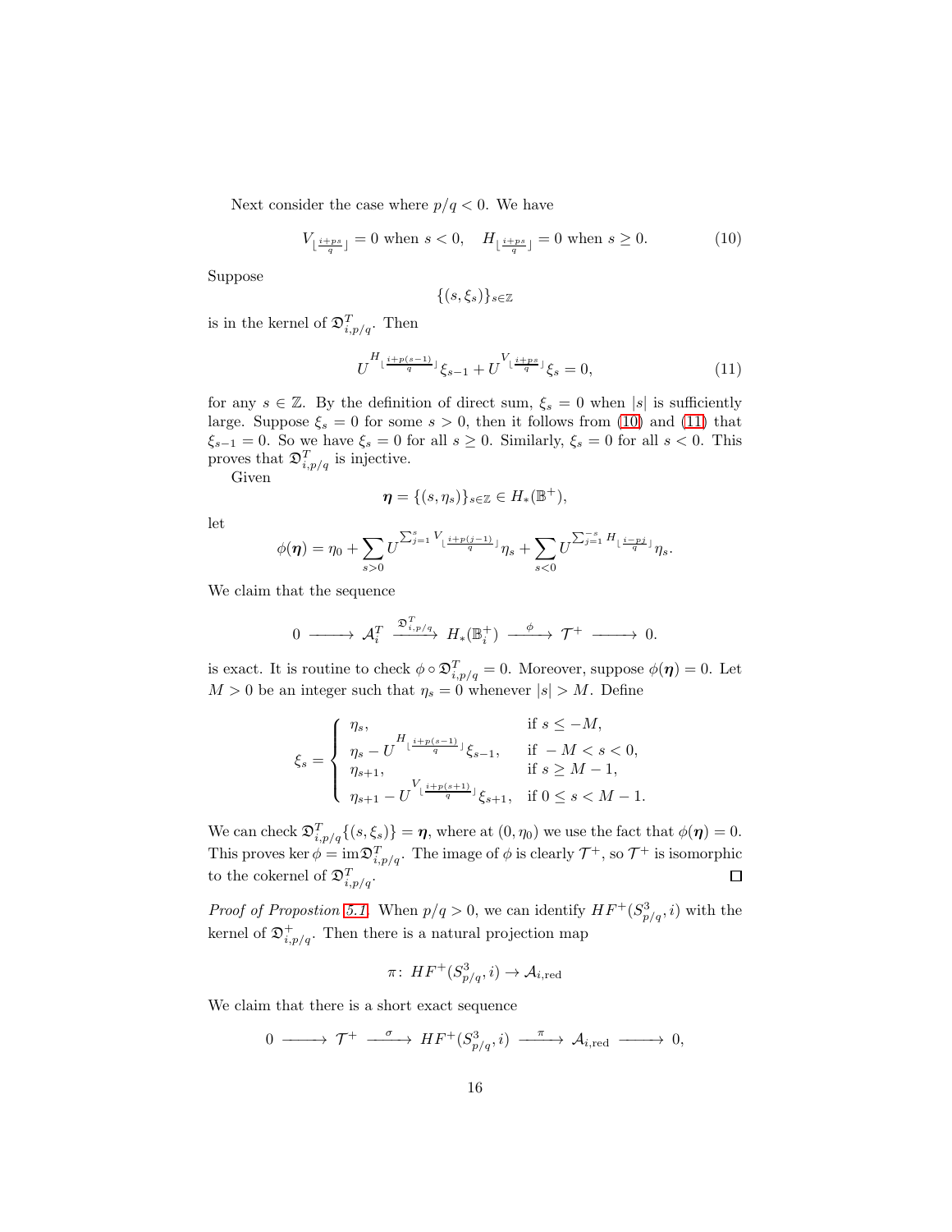Next consider the case where $p/q < 0$. We have

$$V_{\lfloor \frac{i+ps}{q} \rfloor} = 0 \text{ when } s < 0, \quad H_{\lfloor \frac{i+ps}{q} \rfloor} = 0 \text{ when } s \geq 0. \tag{10}$$

Suppose

$$\{(s, \xi_s)\}_{s \in \mathbb{Z}}$$

is in the kernel of $\mathfrak{D}^T_{i,p/q}$. Then

$$U^{H_{\lfloor \frac{i+p(s-1)}{q} \rfloor}} \xi_{s-1} + U^{V_{\lfloor \frac{i+ps}{q} \rfloor}} \xi_s = 0, \tag{11}$$

for any $s \in \mathbb{Z}$. By the definition of direct sum, $\xi_s = 0$ when $|s|$ is sufficiently large. Suppose $\xi_s = 0$ for some $s > 0$, then it follows from (10) and (11) that $\xi_{s-1} = 0$. So we have $\xi_s = 0$ for all $s \geq 0$. Similarly, $\xi_s = 0$ for all $s < 0$. This proves that $\mathfrak{D}^T_{i,p/q}$ is injective.

Given

$$\boldsymbol{\eta} = \{(s, \eta_s)\}_{s \in \mathbb{Z}} \in H_*(\mathbb{B}^+),$$

let

$$\phi(\boldsymbol{\eta}) = \eta_0 + \sum_{s>0} U^{\sum_{j=1}^{s} V_{\lfloor \frac{i+p(j-1)}{q} \rfloor}} \eta_s + \sum_{s<0} U^{\sum_{j=1}^{-s} H_{\lfloor \frac{i-pj}{q} \rfloor}} \eta_s.$$

We claim that the sequence

$$0 \longrightarrow \mathcal{A}^T_i \xrightarrow{\mathfrak{D}^T_{i,p/q}} H_*(\mathbb{B}^+_i) \xrightarrow{\ \phi\ } \mathcal{T}^+ \longrightarrow 0.$$

is exact. It is routine to check $\phi \circ \mathfrak{D}^T_{i,p/q} = 0$. Moreover, suppose $\phi(\boldsymbol{\eta}) = 0$. Let $M > 0$ be an integer such that $\eta_s = 0$ whenever $|s| > M$. Define

$$\xi_s = \begin{cases} \eta_s, & \text{if } s \leq -M, \\ \eta_s - U^{H_{\lfloor \frac{i+p(s-1)}{q} \rfloor}} \xi_{s-1}, & \text{if } -M < s < 0, \\ \eta_{s+1}, & \text{if } s \geq M-1, \\ \eta_{s+1} - U^{V_{\lfloor \frac{i+p(s+1)}{q} \rfloor}} \xi_{s+1}, & \text{if } 0 \leq s < M-1. \end{cases}$$

We can check $\mathfrak{D}^T_{i,p/q}\{(s, \xi_s)\} = \boldsymbol{\eta}$, where at $(0, \eta_0)$ we use the fact that $\phi(\boldsymbol{\eta}) = 0$. This proves $\ker \phi = \operatorname{im} \mathfrak{D}^T_{i,p/q}$. The image of $\phi$ is clearly $\mathcal{T}^+$, so $\mathcal{T}^+$ is isomorphic to the cokernel of $\mathfrak{D}^T_{i,p/q}$. $\square$

*Proof of Propostion 5.1.* When $p/q > 0$, we can identify $HF^+(S^3_{p/q}, i)$ with the kernel of $\mathfrak{D}^+_{i,p/q}$. Then there is a natural projection map

$$\pi\colon\, HF^+(S^3_{p/q}, i) \to \mathcal{A}_{i,\mathrm{red}}$$

We claim that there is a short exact sequence

$$0 \longrightarrow \mathcal{T}^+ \xrightarrow{\ \sigma\ } HF^+(S^3_{p/q}, i) \xrightarrow{\ \pi\ } \mathcal{A}_{i,\mathrm{red}} \longrightarrow 0,$$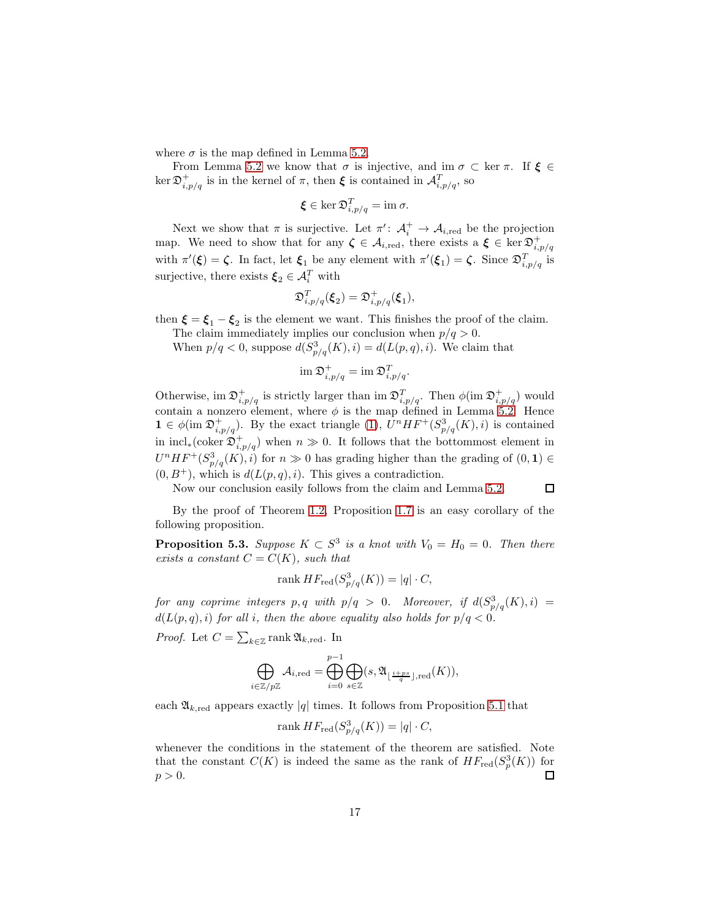where $\sigma$ is the map defined in Lemma 5.2.

From Lemma 5.2 we know that $\sigma$ is injective, and $\operatorname{im}\sigma \subset \ker \pi$. If $\boldsymbol{\xi} \in \ker \mathfrak{D}^+_{i,p/q}$ is in the kernel of $\pi$, then $\boldsymbol{\xi}$ is contained in $\mathcal{A}^T_{i,p/q}$, so

$$\boldsymbol{\xi} \in \ker \mathfrak{D}^T_{i,p/q} = \operatorname{im}\sigma.$$

Next we show that $\pi$ is surjective. Let $\pi'\colon \mathcal{A}^+_i \to \mathcal{A}_{i,\mathrm{red}}$ be the projection map. We need to show that for any $\boldsymbol{\zeta} \in \mathcal{A}_{i,\mathrm{red}}$, there exists a $\boldsymbol{\xi} \in \ker \mathfrak{D}^+_{i,p/q}$ with $\pi'(\boldsymbol{\xi}) = \boldsymbol{\zeta}$. In fact, let $\boldsymbol{\xi}_1$ be any element with $\pi'(\boldsymbol{\xi}_1) = \boldsymbol{\zeta}$. Since $\mathfrak{D}^T_{i,p/q}$ is surjective, there exists $\boldsymbol{\xi}_2 \in \mathcal{A}^T_i$ with

$$\mathfrak{D}^T_{i,p/q}(\boldsymbol{\xi}_2) = \mathfrak{D}^+_{i,p/q}(\boldsymbol{\xi}_1),$$

then $\boldsymbol{\xi} = \boldsymbol{\xi}_1 - \boldsymbol{\xi}_2$ is the element we want. This finishes the proof of the claim.

The claim immediately implies our conclusion when $p/q > 0$.

When $p/q < 0$, suppose $d(S^3_{p/q}(K), i) = d(L(p,q), i)$. We claim that

$$\operatorname{im}\mathfrak{D}^+_{i,p/q} = \operatorname{im}\mathfrak{D}^T_{i,p/q}.$$

Otherwise, $\operatorname{im}\mathfrak{D}^+_{i,p/q}$ is strictly larger than $\operatorname{im}\mathfrak{D}^T_{i,p/q}$. Then $\phi(\operatorname{im}\mathfrak{D}^+_{i,p/q})$ would contain a nonzero element, where $\phi$ is the map defined in Lemma 5.2. Hence $\mathbf{1} \in \phi(\operatorname{im}\mathfrak{D}^+_{i,p/q})$. By the exact triangle (1), $U^n HF^+(S^3_{p/q}(K), i)$ is contained in $\mathrm{incl}_*(\operatorname{coker}\mathfrak{D}^+_{i,p/q})$ when $n \gg 0$. It follows that the bottommost element in $U^n HF^+(S^3_{p/q}(K), i)$ for $n \gg 0$ has grading higher than the grading of $(0, \mathbf{1}) \in (0, B^+)$, which is $d(L(p,q), i)$. This gives a contradiction.

Now our conclusion easily follows from the claim and Lemma 5.2. $\square$

By the proof of Theorem 1.2, Proposition 1.7 is an easy corollary of the following proposition.

**Proposition 5.3.** *Suppose $K \subset S^3$ is a knot with $V_0 = H_0 = 0$. Then there exists a constant $C = C(K)$, such that*

$$\operatorname{rank} HF_{\mathrm{red}}(S^3_{p/q}(K)) = |q| \cdot C,$$

*for any coprime integers $p, q$ with $p/q > 0$. Moreover, if $d(S^3_{p/q}(K), i) = d(L(p,q), i)$ for all $i$, then the above equality also holds for $p/q < 0$.*

*Proof.* Let $C = \sum_{k \in \mathbb{Z}} \operatorname{rank} \mathfrak{A}_{k,\mathrm{red}}$. In

$$\bigoplus_{i \in \mathbb{Z}/p\mathbb{Z}} \mathcal{A}_{i,\mathrm{red}} = \bigoplus_{i=0}^{p-1} \bigoplus_{s \in \mathbb{Z}} (s, \mathfrak{A}_{\lfloor \frac{i+ps}{q} \rfloor, \mathrm{red}}(K)),$$

each $\mathfrak{A}_{k,\mathrm{red}}$ appears exactly $|q|$ times. It follows from Proposition 5.1 that

$$\operatorname{rank} HF_{\mathrm{red}}(S^3_{p/q}(K)) = |q| \cdot C,$$

whenever the conditions in the statement of the theorem are satisfied. Note that the constant $C(K)$ is indeed the same as the rank of $HF_{\mathrm{red}}(S^3_p(K))$ for $p > 0$. $\square$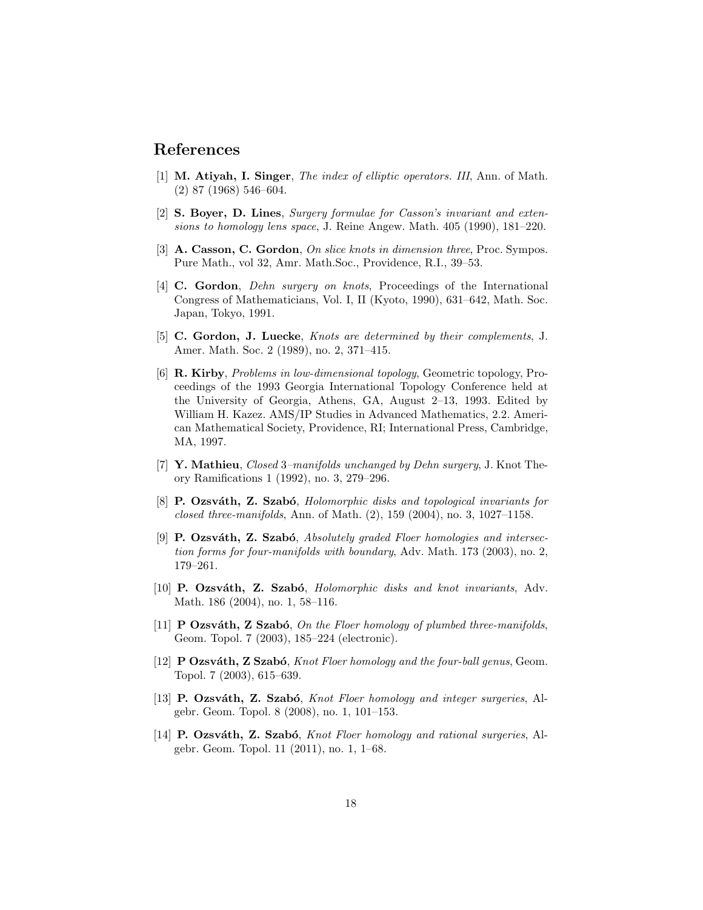## References

[1] **M. Atiyah, I. Singer**, *The index of elliptic operators. III*, Ann. of Math. (2) 87 (1968) 546–604.

[2] **S. Boyer, D. Lines**, *Surgery formulae for Casson's invariant and extensions to homology lens space*, J. Reine Angew. Math. 405 (1990), 181–220.

[3] **A. Casson, C. Gordon**, *On slice knots in dimension three*, Proc. Sympos. Pure Math., vol 32, Amr. Math.Soc., Providence, R.I., 39–53.

[4] **C. Gordon**, *Dehn surgery on knots*, Proceedings of the International Congress of Mathematicians, Vol. I, II (Kyoto, 1990), 631–642, Math. Soc. Japan, Tokyo, 1991.

[5] **C. Gordon, J. Luecke**, *Knots are determined by their complements*, J. Amer. Math. Soc. 2 (1989), no. 2, 371–415.

[6] **R. Kirby**, *Problems in low-dimensional topology*, Geometric topology, Proceedings of the 1993 Georgia International Topology Conference held at the University of Georgia, Athens, GA, August 2–13, 1993. Edited by William H. Kazez. AMS/IP Studies in Advanced Mathematics, 2.2. American Mathematical Society, Providence, RI; International Press, Cambridge, MA, 1997.

[7] **Y. Mathieu**, *Closed 3–manifolds unchanged by Dehn surgery*, J. Knot Theory Ramifications 1 (1992), no. 3, 279–296.

[8] **P. Ozsváth, Z. Szabó**, *Holomorphic disks and topological invariants for closed three-manifolds*, Ann. of Math. (2), 159 (2004), no. 3, 1027–1158.

[9] **P. Ozsváth, Z. Szabó**, *Absolutely graded Floer homologies and intersection forms for four-manifolds with boundary*, Adv. Math. 173 (2003), no. 2, 179–261.

[10] **P. Ozsváth, Z. Szabó**, *Holomorphic disks and knot invariants*, Adv. Math. 186 (2004), no. 1, 58–116.

[11] **P Ozsváth, Z Szabó**, *On the Floer homology of plumbed three-manifolds*, Geom. Topol. 7 (2003), 185–224 (electronic).

[12] **P Ozsváth, Z Szabó**, *Knot Floer homology and the four-ball genus*, Geom. Topol. 7 (2003), 615–639.

[13] **P. Ozsváth, Z. Szabó**, *Knot Floer homology and integer surgeries*, Algebr. Geom. Topol. 8 (2008), no. 1, 101–153.

[14] **P. Ozsváth, Z. Szabó**, *Knot Floer homology and rational surgeries*, Algebr. Geom. Topol. 11 (2011), no. 1, 1–68.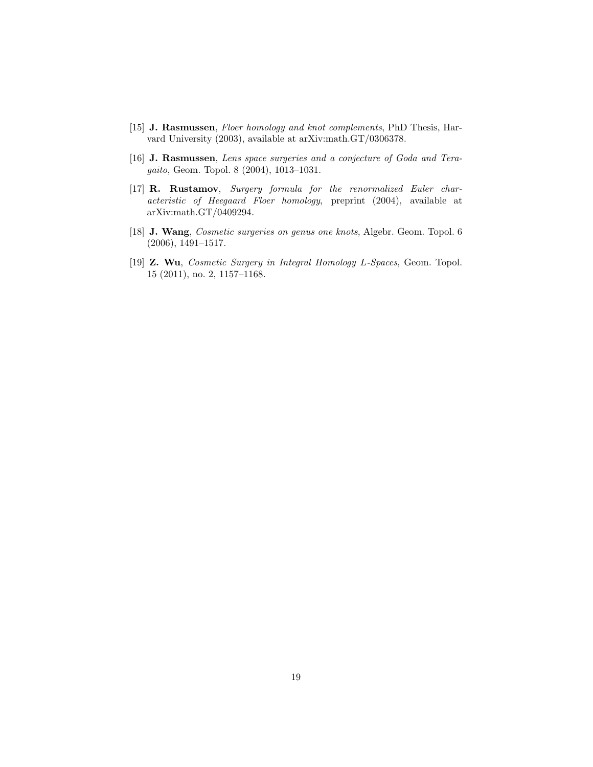[15] **J. Rasmussen**, *Floer homology and knot complements*, PhD Thesis, Harvard University (2003), available at arXiv:math.GT/0306378.

[16] **J. Rasmussen**, *Lens space surgeries and a conjecture of Goda and Teragaito*, Geom. Topol. 8 (2004), 1013–1031.

[17] **R. Rustamov**, *Surgery formula for the renormalized Euler characteristic of Heegaard Floer homology*, preprint (2004), available at arXiv:math.GT/0409294.

[18] **J. Wang**, *Cosmetic surgeries on genus one knots*, Algebr. Geom. Topol. 6 (2006), 1491–1517.

[19] **Z. Wu**, *Cosmetic Surgery in Integral Homology L-Spaces*, Geom. Topol. 15 (2011), no. 2, 1157–1168.